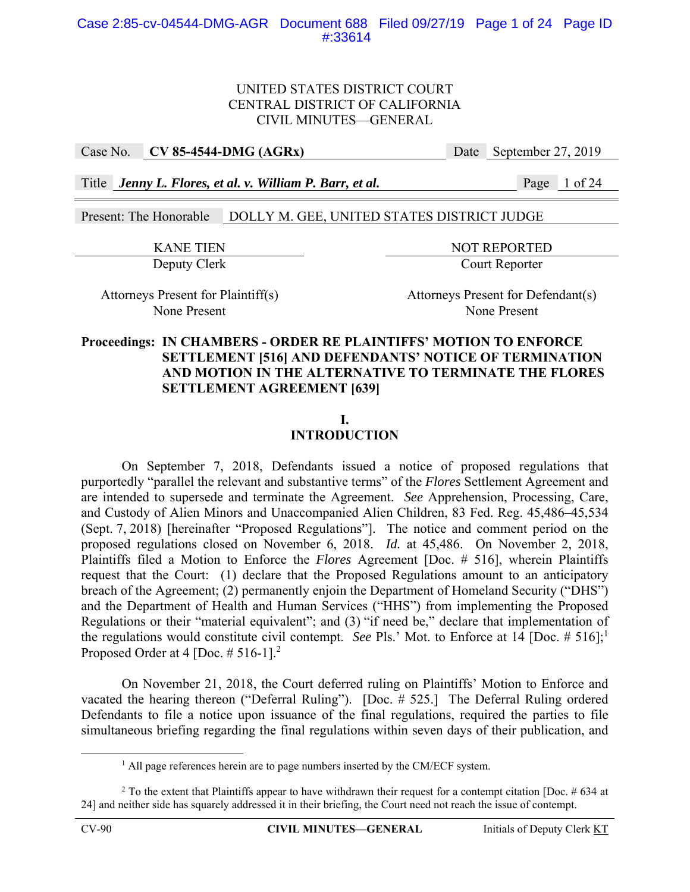UNITED STATES DISTRICT COURT
CENTRAL DISTRICT OF CALIFORNIA
CIVIL MINUTES—GENERAL

| Case No. | **CV 85-4544-DMG (AGRx)** | Date | September 27, 2019 |
|---|---|---|---|
| Title | ***Jenny L. Flores, et al. v. William P. Barr, et al.*** | Page | 1 of 24 |

Present: The Honorable DOLLY M. GEE, UNITED STATES DISTRICT JUDGE

| KANE TIEN | NOT REPORTED |
|---|---|
| Deputy Clerk | Court Reporter |

| Attorneys Present for Plaintiff(s) | Attorneys Present for Defendant(s) |
|---|---|
| None Present | None Present |

**Proceedings: IN CHAMBERS - ORDER RE PLAINTIFFS' MOTION TO ENFORCE SETTLEMENT [516] AND DEFENDANTS' NOTICE OF TERMINATION AND MOTION IN THE ALTERNATIVE TO TERMINATE THE FLORES SETTLEMENT AGREEMENT [639]**

## I. INTRODUCTION

On September 7, 2018, Defendants issued a notice of proposed regulations that purportedly "parallel the relevant and substantive terms" of the *Flores* Settlement Agreement and are intended to supersede and terminate the Agreement. *See* Apprehension, Processing, Care, and Custody of Alien Minors and Unaccompanied Alien Children, 83 Fed. Reg. 45,486–45,534 (Sept. 7, 2018) [hereinafter "Proposed Regulations"]. The notice and comment period on the proposed regulations closed on November 6, 2018. *Id.* at 45,486. On November 2, 2018, Plaintiffs filed a Motion to Enforce the *Flores* Agreement [Doc. # 516], wherein Plaintiffs request that the Court: (1) declare that the Proposed Regulations amount to an anticipatory breach of the Agreement; (2) permanently enjoin the Department of Homeland Security ("DHS") and the Department of Health and Human Services ("HHS") from implementing the Proposed Regulations or their "material equivalent"; and (3) "if need be," declare that implementation of the regulations would constitute civil contempt. *See* Pls.' Mot. to Enforce at 14 [Doc. # 516];[1] Proposed Order at 4 [Doc. # 516-1].[2]

On November 21, 2018, the Court deferred ruling on Plaintiffs' Motion to Enforce and vacated the hearing thereon ("Deferral Ruling"). [Doc. # 525.] The Deferral Ruling ordered Defendants to file a notice upon issuance of the final regulations, required the parties to file simultaneous briefing regarding the final regulations within seven days of their publication, and

[1] All page references herein are to page numbers inserted by the CM/ECF system.

[2] To the extent that Plaintiffs appear to have withdrawn their request for a contempt citation [Doc. # 634 at 24] and neither side has squarely addressed it in their briefing, the Court need not reach the issue of contempt.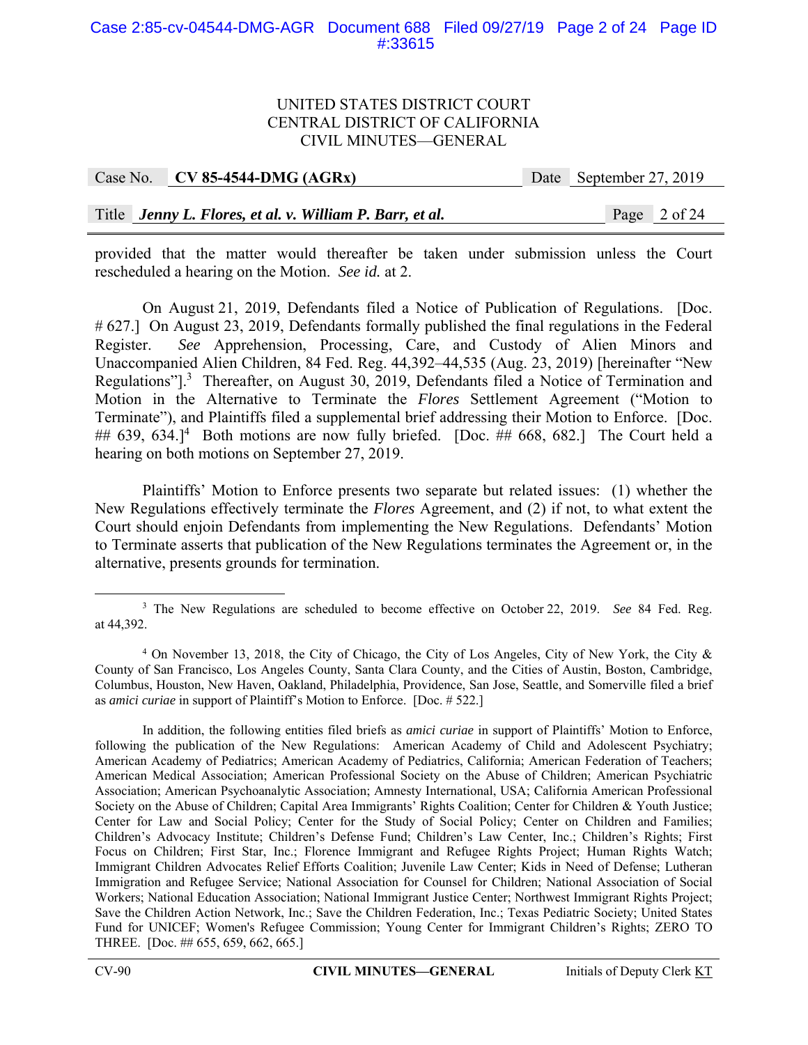provided that the matter would thereafter be taken under submission unless the Court rescheduled a hearing on the Motion. *See id.* at 2.

On August 21, 2019, Defendants filed a Notice of Publication of Regulations. [Doc. # 627.] On August 23, 2019, Defendants formally published the final regulations in the Federal Register. *See* Apprehension, Processing, Care, and Custody of Alien Minors and Unaccompanied Alien Children, 84 Fed. Reg. 44,392–44,535 (Aug. 23, 2019) [hereinafter "New Regulations"].[3] Thereafter, on August 30, 2019, Defendants filed a Notice of Termination and Motion in the Alternative to Terminate the *Flores* Settlement Agreement ("Motion to Terminate"), and Plaintiffs filed a supplemental brief addressing their Motion to Enforce. [Doc. ## 639, 634.][4] Both motions are now fully briefed. [Doc. ## 668, 682.] The Court held a hearing on both motions on September 27, 2019.

Plaintiffs' Motion to Enforce presents two separate but related issues: (1) whether the New Regulations effectively terminate the *Flores* Agreement, and (2) if not, to what extent the Court should enjoin Defendants from implementing the New Regulations. Defendants' Motion to Terminate asserts that publication of the New Regulations terminates the Agreement or, in the alternative, presents grounds for termination.

---

[3] The New Regulations are scheduled to become effective on October 22, 2019. *See* 84 Fed. Reg. at 44,392.

[4] On November 13, 2018, the City of Chicago, the City of Los Angeles, City of New York, the City & County of San Francisco, Los Angeles County, Santa Clara County, and the Cities of Austin, Boston, Cambridge, Columbus, Houston, New Haven, Oakland, Philadelphia, Providence, San Jose, Seattle, and Somerville filed a brief as *amici curiae* in support of Plaintiff's Motion to Enforce. [Doc. # 522.]

In addition, the following entities filed briefs as *amici curiae* in support of Plaintiffs' Motion to Enforce, following the publication of the New Regulations: American Academy of Child and Adolescent Psychiatry; American Academy of Pediatrics; American Academy of Pediatrics, California; American Federation of Teachers; American Medical Association; American Professional Society on the Abuse of Children; American Psychiatric Association; American Psychoanalytic Association; Amnesty International, USA; California American Professional Society on the Abuse of Children; Capital Area Immigrants' Rights Coalition; Center for Children & Youth Justice; Center for Law and Social Policy; Center for the Study of Social Policy; Center on Children and Families; Children's Advocacy Institute; Children's Defense Fund; Children's Law Center, Inc.; Children's Rights; First Focus on Children; First Star, Inc.; Florence Immigrant and Refugee Rights Project; Human Rights Watch; Immigrant Children Advocates Relief Efforts Coalition; Juvenile Law Center; Kids in Need of Defense; Lutheran Immigration and Refugee Service; National Association for Counsel for Children; National Association of Social Workers; National Education Association; National Immigrant Justice Center; Northwest Immigrant Rights Project; Save the Children Action Network, Inc.; Save the Children Federation, Inc.; Texas Pediatric Society; United States Fund for UNICEF; Women's Refugee Commission; Young Center for Immigrant Children's Rights; ZERO TO THREE. [Doc. ## 655, 659, 662, 665.]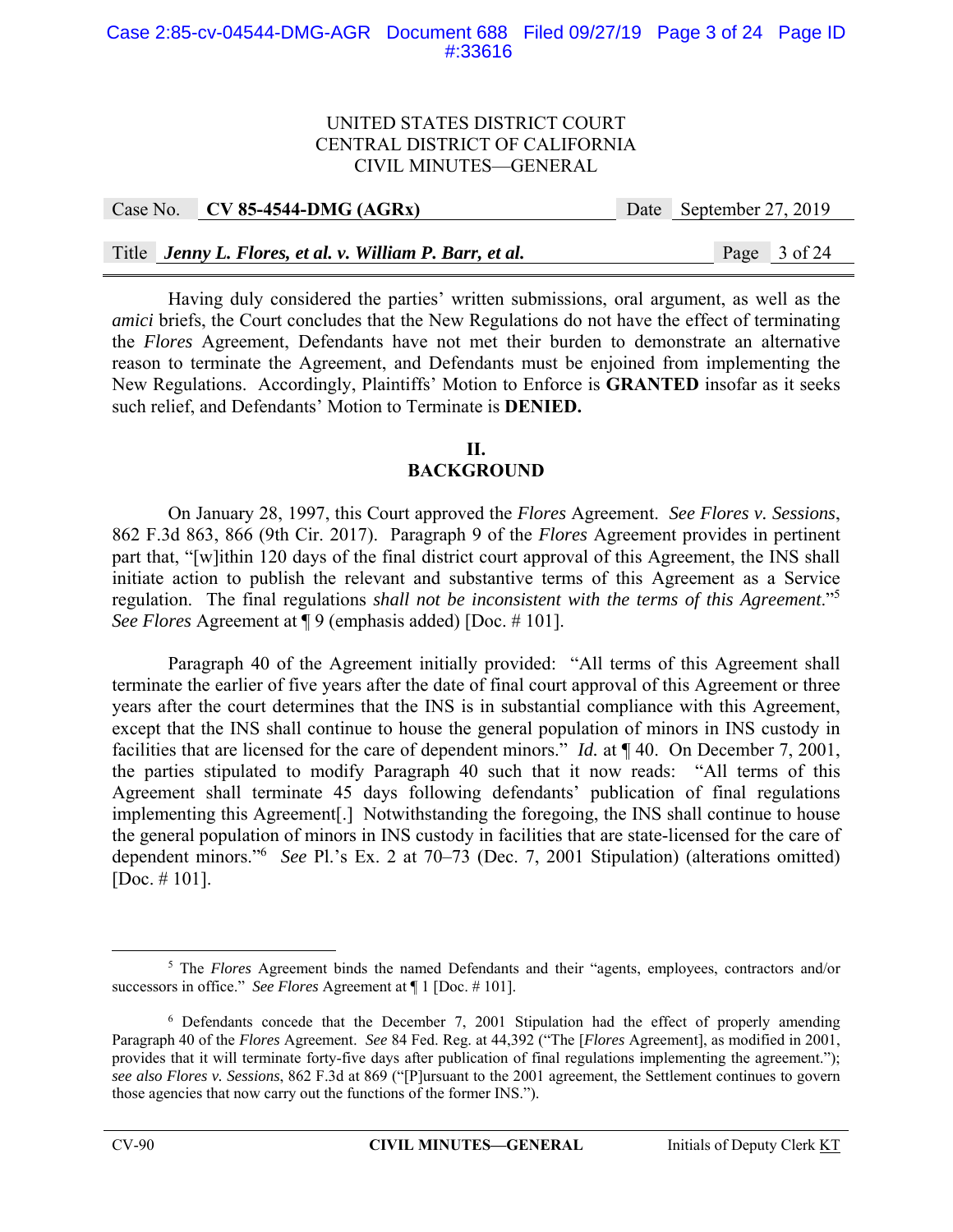Having duly considered the parties' written submissions, oral argument, as well as the *amici* briefs, the Court concludes that the New Regulations do not have the effect of terminating the *Flores* Agreement, Defendants have not met their burden to demonstrate an alternative reason to terminate the Agreement, and Defendants must be enjoined from implementing the New Regulations. Accordingly, Plaintiffs' Motion to Enforce is **GRANTED** insofar as it seeks such relief, and Defendants' Motion to Terminate is **DENIED.**

## II.
## BACKGROUND

On January 28, 1997, this Court approved the *Flores* Agreement. *See Flores v. Sessions*, 862 F.3d 863, 866 (9th Cir. 2017). Paragraph 9 of the *Flores* Agreement provides in pertinent part that, "[w]ithin 120 days of the final district court approval of this Agreement, the INS shall initiate action to publish the relevant and substantive terms of this Agreement as a Service regulation. The final regulations *shall not be inconsistent with the terms of this Agreement*."[5] *See Flores* Agreement at ¶ 9 (emphasis added) [Doc. # 101].

Paragraph 40 of the Agreement initially provided: "All terms of this Agreement shall terminate the earlier of five years after the date of final court approval of this Agreement or three years after the court determines that the INS is in substantial compliance with this Agreement, except that the INS shall continue to house the general population of minors in INS custody in facilities that are licensed for the care of dependent minors." *Id.* at ¶ 40. On December 7, 2001, the parties stipulated to modify Paragraph 40 such that it now reads: "All terms of this Agreement shall terminate 45 days following defendants' publication of final regulations implementing this Agreement[.] Notwithstanding the foregoing, the INS shall continue to house the general population of minors in INS custody in facilities that are state-licensed for the care of dependent minors."[6] *See* Pl.'s Ex. 2 at 70–73 (Dec. 7, 2001 Stipulation) (alterations omitted) [Doc. # 101].

---

[5] The *Flores* Agreement binds the named Defendants and their "agents, employees, contractors and/or successors in office." *See Flores* Agreement at ¶ 1 [Doc. # 101].

[6] Defendants concede that the December 7, 2001 Stipulation had the effect of properly amending Paragraph 40 of the *Flores* Agreement. *See* 84 Fed. Reg. at 44,392 ("The [*Flores* Agreement], as modified in 2001, provides that it will terminate forty-five days after publication of final regulations implementing the agreement."); *see also Flores v. Sessions*, 862 F.3d at 869 ("[P]ursuant to the 2001 agreement, the Settlement continues to govern those agencies that now carry out the functions of the former INS.").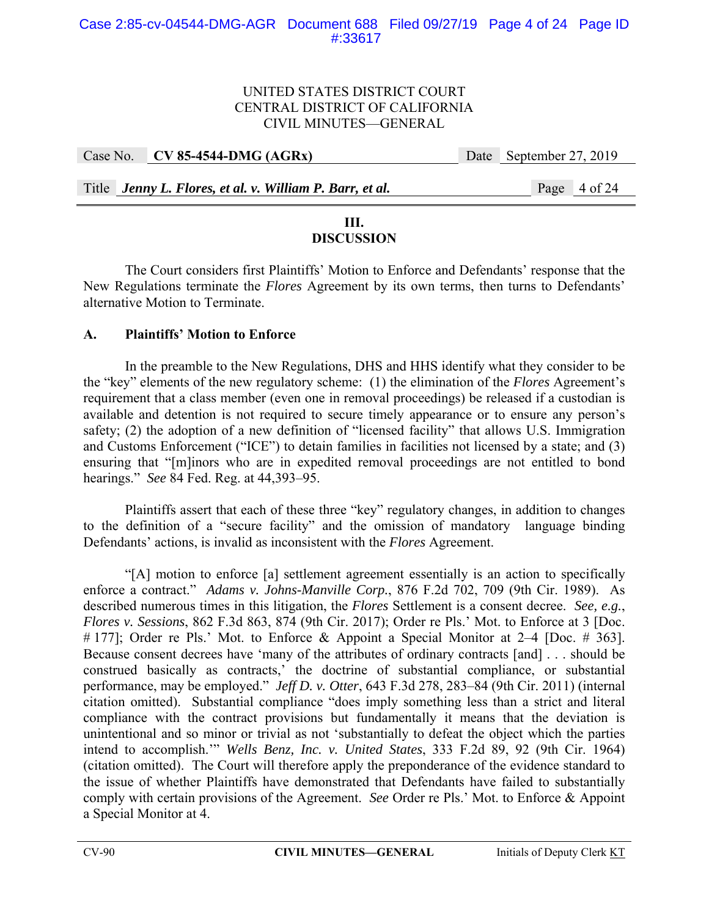## III.
## DISCUSSION

The Court considers first Plaintiffs' Motion to Enforce and Defendants' response that the New Regulations terminate the *Flores* Agreement by its own terms, then turns to Defendants' alternative Motion to Terminate.

### A. Plaintiffs' Motion to Enforce

In the preamble to the New Regulations, DHS and HHS identify what they consider to be the "key" elements of the new regulatory scheme: (1) the elimination of the *Flores* Agreement's requirement that a class member (even one in removal proceedings) be released if a custodian is available and detention is not required to secure timely appearance or to ensure any person's safety; (2) the adoption of a new definition of "licensed facility" that allows U.S. Immigration and Customs Enforcement ("ICE") to detain families in facilities not licensed by a state; and (3) ensuring that "[m]inors who are in expedited removal proceedings are not entitled to bond hearings." *See* 84 Fed. Reg. at 44,393–95.

Plaintiffs assert that each of these three "key" regulatory changes, in addition to changes to the definition of a "secure facility" and the omission of mandatory language binding Defendants' actions, is invalid as inconsistent with the *Flores* Agreement.

"[A] motion to enforce [a] settlement agreement essentially is an action to specifically enforce a contract." *Adams v. Johns-Manville Corp.*, 876 F.2d 702, 709 (9th Cir. 1989). As described numerous times in this litigation, the *Flores* Settlement is a consent decree. *See, e.g.*, *Flores v. Sessions*, 862 F.3d 863, 874 (9th Cir. 2017); Order re Pls.' Mot. to Enforce at 3 [Doc. # 177]; Order re Pls.' Mot. to Enforce & Appoint a Special Monitor at 2–4 [Doc. # 363]. Because consent decrees have 'many of the attributes of ordinary contracts [and] . . . should be construed basically as contracts,' the doctrine of substantial compliance, or substantial performance, may be employed." *Jeff D. v. Otter*, 643 F.3d 278, 283–84 (9th Cir. 2011) (internal citation omitted). Substantial compliance "does imply something less than a strict and literal compliance with the contract provisions but fundamentally it means that the deviation is unintentional and so minor or trivial as not 'substantially to defeat the object which the parties intend to accomplish.'" *Wells Benz, Inc. v. United States*, 333 F.2d 89, 92 (9th Cir. 1964) (citation omitted). The Court will therefore apply the preponderance of the evidence standard to the issue of whether Plaintiffs have demonstrated that Defendants have failed to substantially comply with certain provisions of the Agreement. *See* Order re Pls.' Mot. to Enforce & Appoint a Special Monitor at 4.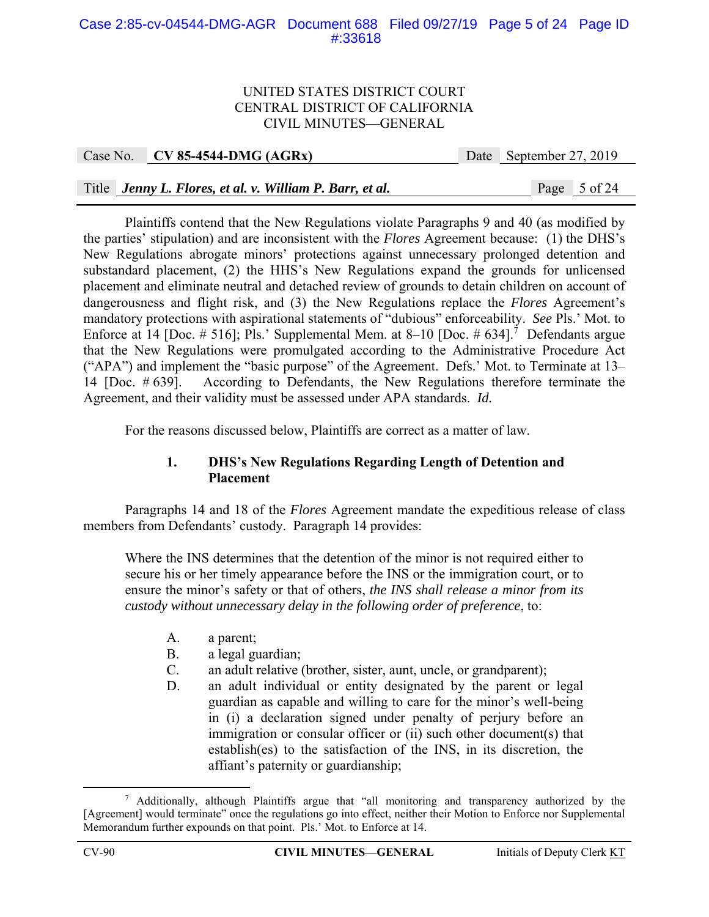Plaintiffs contend that the New Regulations violate Paragraphs 9 and 40 (as modified by the parties' stipulation) and are inconsistent with the *Flores* Agreement because: (1) the DHS's New Regulations abrogate minors' protections against unnecessary prolonged detention and substandard placement, (2) the HHS's New Regulations expand the grounds for unlicensed placement and eliminate neutral and detached review of grounds to detain children on account of dangerousness and flight risk, and (3) the New Regulations replace the *Flores* Agreement's mandatory protections with aspirational statements of "dubious" enforceability. *See* Pls.' Mot. to Enforce at 14 [Doc. # 516]; Pls.' Supplemental Mem. at 8–10 [Doc. # 634].[7] Defendants argue that the New Regulations were promulgated according to the Administrative Procedure Act ("APA") and implement the "basic purpose" of the Agreement. Defs.' Mot. to Terminate at 13–14 [Doc. # 639]. According to Defendants, the New Regulations therefore terminate the Agreement, and their validity must be assessed under APA standards. *Id.*

For the reasons discussed below, Plaintiffs are correct as a matter of law.

### 1. DHS's New Regulations Regarding Length of Detention and Placement

Paragraphs 14 and 18 of the *Flores* Agreement mandate the expeditious release of class members from Defendants' custody. Paragraph 14 provides:

> Where the INS determines that the detention of the minor is not required either to secure his or her timely appearance before the INS or the immigration court, or to ensure the minor's safety or that of others, *the INS shall release a minor from its custody without unnecessary delay in the following order of preference*, to:
>
> A. a parent;
> B. a legal guardian;
> C. an adult relative (brother, sister, aunt, uncle, or grandparent);
> D. an adult individual or entity designated by the parent or legal guardian as capable and willing to care for the minor's well-being in (i) a declaration signed under penalty of perjury before an immigration or consular officer or (ii) such other document(s) that establish(es) to the satisfaction of the INS, in its discretion, the affiant's paternity or guardianship;

---

[7] Additionally, although Plaintiffs argue that "all monitoring and transparency authorized by the [Agreement] would terminate" once the regulations go into effect, neither their Motion to Enforce nor Supplemental Memorandum further expounds on that point. Pls.' Mot. to Enforce at 14.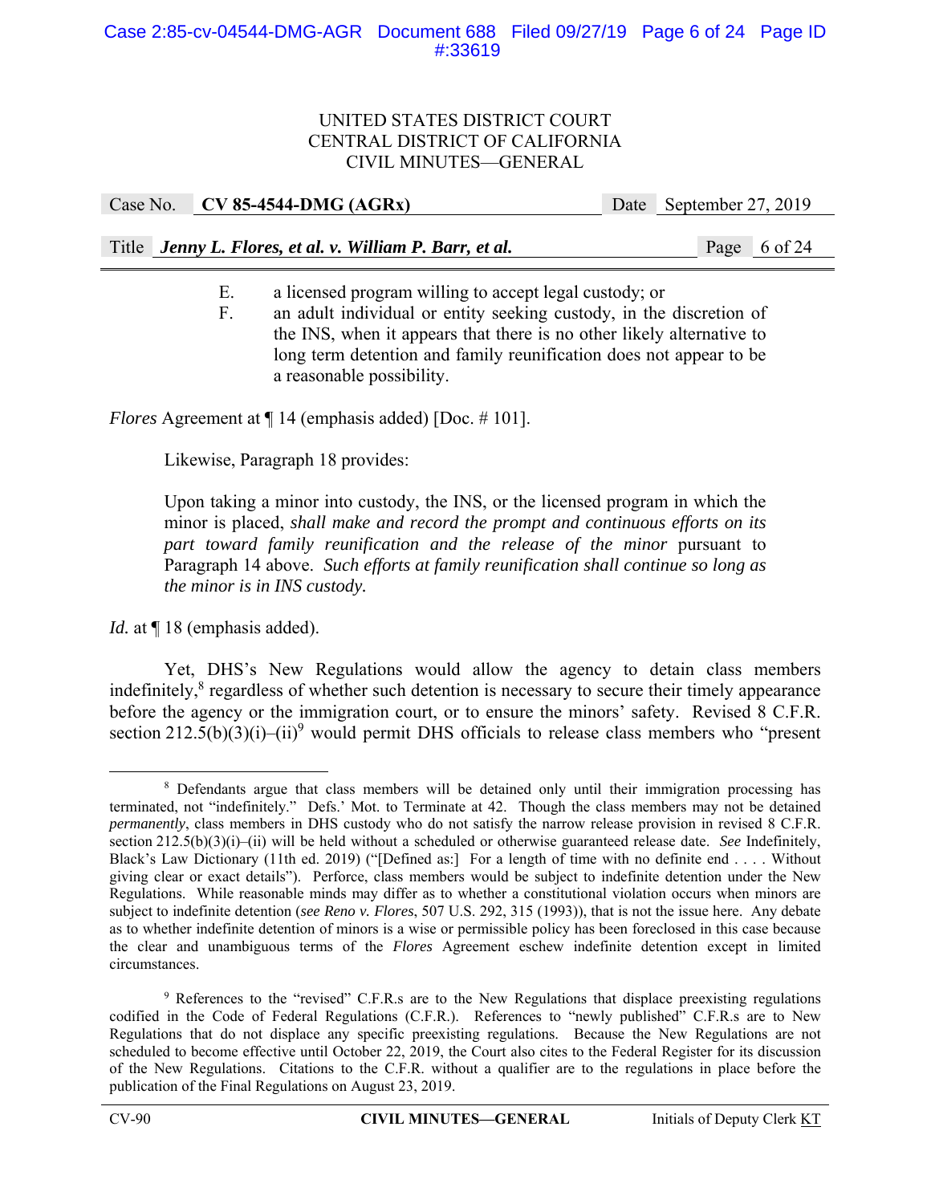E. a licensed program willing to accept legal custody; or

F. an adult individual or entity seeking custody, in the discretion of the INS, when it appears that there is no other likely alternative to long term detention and family reunification does not appear to be a reasonable possibility.

*Flores* Agreement at ¶ 14 (emphasis added) [Doc. # 101].

Likewise, Paragraph 18 provides:

> Upon taking a minor into custody, the INS, or the licensed program in which the minor is placed, *shall make and record the prompt and continuous efforts on its part toward family reunification and the release of the minor* pursuant to Paragraph 14 above. *Such efforts at family reunification shall continue so long as the minor is in INS custody.*

*Id.* at ¶ 18 (emphasis added).

Yet, DHS's New Regulations would allow the agency to detain class members indefinitely,[8] regardless of whether such detention is necessary to secure their timely appearance before the agency or the immigration court, or to ensure the minors' safety. Revised 8 C.F.R. section 212.5(b)(3)(i)–(ii)[9] would permit DHS officials to release class members who "present

---

[8] Defendants argue that class members will be detained only until their immigration processing has terminated, not "indefinitely." Defs.' Mot. to Terminate at 42. Though the class members may not be detained *permanently*, class members in DHS custody who do not satisfy the narrow release provision in revised 8 C.F.R. section 212.5(b)(3)(i)–(ii) will be held without a scheduled or otherwise guaranteed release date. *See* Indefinitely, Black's Law Dictionary (11th ed. 2019) ("[Defined as:] For a length of time with no definite end . . . . Without giving clear or exact details"). Perforce, class members would be subject to indefinite detention under the New Regulations. While reasonable minds may differ as to whether a constitutional violation occurs when minors are subject to indefinite detention (*see Reno v. Flores*, 507 U.S. 292, 315 (1993)), that is not the issue here. Any debate as to whether indefinite detention of minors is a wise or permissible policy has been foreclosed in this case because the clear and unambiguous terms of the *Flores* Agreement eschew indefinite detention except in limited circumstances.

[9] References to the "revised" C.F.R.s are to the New Regulations that displace preexisting regulations codified in the Code of Federal Regulations (C.F.R.). References to "newly published" C.F.R.s are to New Regulations that do not displace any specific preexisting regulations. Because the New Regulations are not scheduled to become effective until October 22, 2019, the Court also cites to the Federal Register for its discussion of the New Regulations. Citations to the C.F.R. without a qualifier are to the regulations in place before the publication of the Final Regulations on August 23, 2019.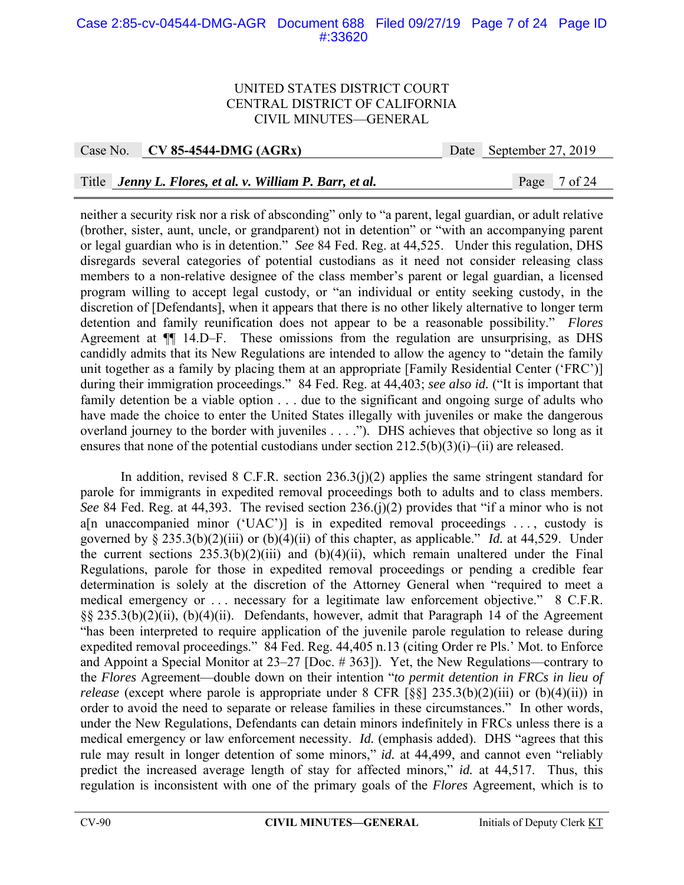neither a security risk nor a risk of absconding" only to "a parent, legal guardian, or adult relative (brother, sister, aunt, uncle, or grandparent) not in detention" or "with an accompanying parent or legal guardian who is in detention." *See* 84 Fed. Reg. at 44,525. Under this regulation, DHS disregards several categories of potential custodians as it need not consider releasing class members to a non-relative designee of the class member's parent or legal guardian, a licensed program willing to accept legal custody, or "an individual or entity seeking custody, in the discretion of [Defendants], when it appears that there is no other likely alternative to longer term detention and family reunification does not appear to be a reasonable possibility." *Flores* Agreement at ¶¶ 14.D–F. These omissions from the regulation are unsurprising, as DHS candidly admits that its New Regulations are intended to allow the agency to "detain the family unit together as a family by placing them at an appropriate [Family Residential Center ('FRC')] during their immigration proceedings." 84 Fed. Reg. at 44,403; *see also id.* ("It is important that family detention be a viable option . . . due to the significant and ongoing surge of adults who have made the choice to enter the United States illegally with juveniles or make the dangerous overland journey to the border with juveniles . . . ."). DHS achieves that objective so long as it ensures that none of the potential custodians under section 212.5(b)(3)(i)–(ii) are released.

In addition, revised 8 C.F.R. section 236.3(j)(2) applies the same stringent standard for parole for immigrants in expedited removal proceedings both to adults and to class members. *See* 84 Fed. Reg. at 44,393. The revised section 236.(j)(2) provides that "if a minor who is not a[n unaccompanied minor ('UAC')] is in expedited removal proceedings . . . , custody is governed by § 235.3(b)(2)(iii) or (b)(4)(ii) of this chapter, as applicable." *Id.* at 44,529. Under the current sections 235.3(b)(2)(iii) and (b)(4)(ii), which remain unaltered under the Final Regulations, parole for those in expedited removal proceedings or pending a credible fear determination is solely at the discretion of the Attorney General when "required to meet a medical emergency or . . . necessary for a legitimate law enforcement objective." 8 C.F.R. §§ 235.3(b)(2)(ii), (b)(4)(ii). Defendants, however, admit that Paragraph 14 of the Agreement "has been interpreted to require application of the juvenile parole regulation to release during expedited removal proceedings." 84 Fed. Reg. 44,405 n.13 (citing Order re Pls.' Mot. to Enforce and Appoint a Special Monitor at 23–27 [Doc. # 363]). Yet, the New Regulations—contrary to the *Flores* Agreement—double down on their intention "*to permit detention in FRCs in lieu of release* (except where parole is appropriate under 8 CFR [§§] 235.3(b)(2)(iii) or (b)(4)(ii)) in order to avoid the need to separate or release families in these circumstances." In other words, under the New Regulations, Defendants can detain minors indefinitely in FRCs unless there is a medical emergency or law enforcement necessity. *Id.* (emphasis added). DHS "agrees that this rule may result in longer detention of some minors," *id.* at 44,499, and cannot even "reliably predict the increased average length of stay for affected minors," *id.* at 44,517. Thus, this regulation is inconsistent with one of the primary goals of the *Flores* Agreement, which is to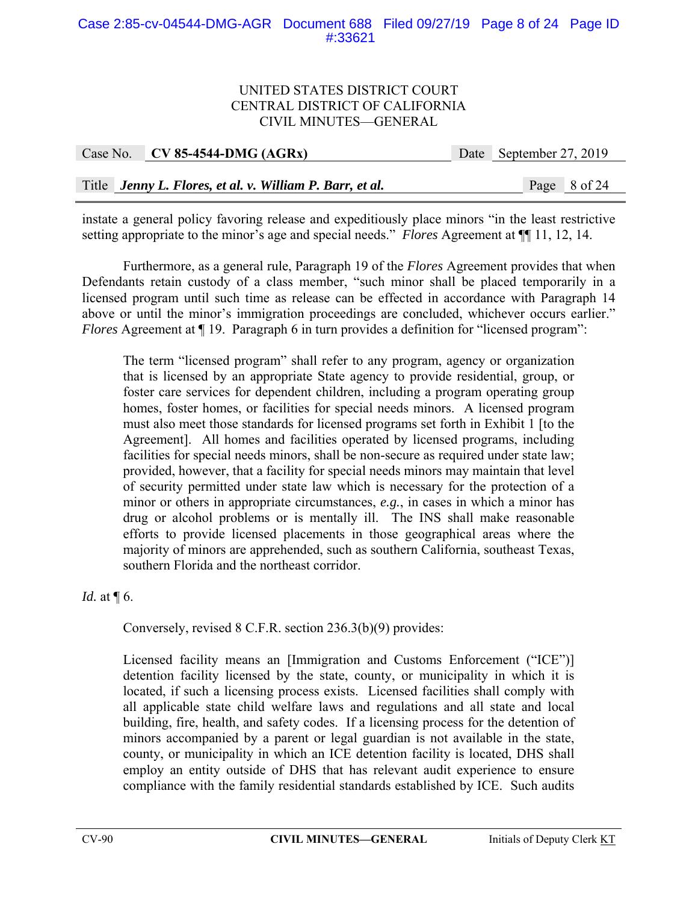instate a general policy favoring release and expeditiously place minors "in the least restrictive setting appropriate to the minor's age and special needs." *Flores* Agreement at ¶¶ 11, 12, 14.

Furthermore, as a general rule, Paragraph 19 of the *Flores* Agreement provides that when Defendants retain custody of a class member, "such minor shall be placed temporarily in a licensed program until such time as release can be effected in accordance with Paragraph 14 above or until the minor's immigration proceedings are concluded, whichever occurs earlier." *Flores* Agreement at ¶ 19. Paragraph 6 in turn provides a definition for "licensed program":

> The term "licensed program" shall refer to any program, agency or organization that is licensed by an appropriate State agency to provide residential, group, or foster care services for dependent children, including a program operating group homes, foster homes, or facilities for special needs minors. A licensed program must also meet those standards for licensed programs set forth in Exhibit 1 [to the Agreement]. All homes and facilities operated by licensed programs, including facilities for special needs minors, shall be non-secure as required under state law; provided, however, that a facility for special needs minors may maintain that level of security permitted under state law which is necessary for the protection of a minor or others in appropriate circumstances, *e.g.*, in cases in which a minor has drug or alcohol problems or is mentally ill. The INS shall make reasonable efforts to provide licensed placements in those geographical areas where the majority of minors are apprehended, such as southern California, southeast Texas, southern Florida and the northeast corridor.

*Id.* at ¶ 6.

Conversely, revised 8 C.F.R. section 236.3(b)(9) provides:

> Licensed facility means an [Immigration and Customs Enforcement ("ICE")] detention facility licensed by the state, county, or municipality in which it is located, if such a licensing process exists. Licensed facilities shall comply with all applicable state child welfare laws and regulations and all state and local building, fire, health, and safety codes. If a licensing process for the detention of minors accompanied by a parent or legal guardian is not available in the state, county, or municipality in which an ICE detention facility is located, DHS shall employ an entity outside of DHS that has relevant audit experience to ensure compliance with the family residential standards established by ICE. Such audits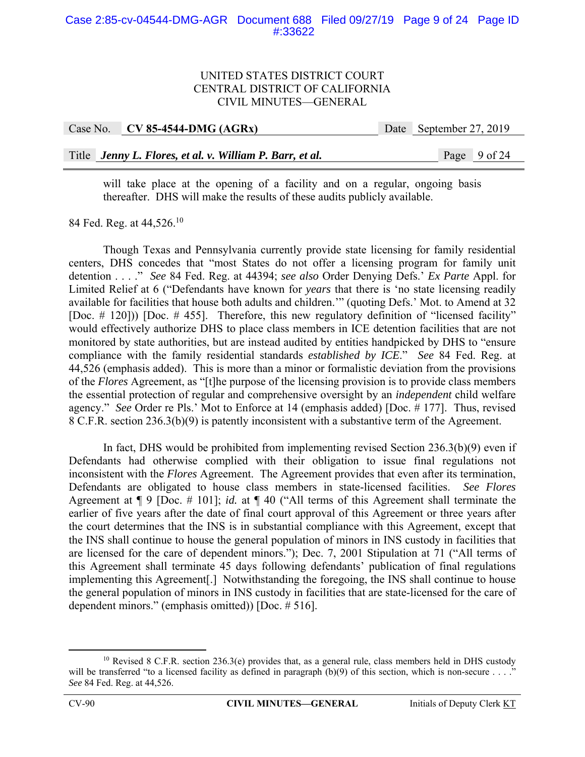will take place at the opening of a facility and on a regular, ongoing basis thereafter. DHS will make the results of these audits publicly available.

84 Fed. Reg. at 44,526.[10]

Though Texas and Pennsylvania currently provide state licensing for family residential centers, DHS concedes that "most States do not offer a licensing program for family unit detention . . . ." *See* 84 Fed. Reg. at 44394; *see also* Order Denying Defs.' *Ex Parte* Appl. for Limited Relief at 6 ("Defendants have known for *years* that there is 'no state licensing readily available for facilities that house both adults and children.'" (quoting Defs.' Mot. to Amend at 32 [Doc. # 120])) [Doc. # 455]. Therefore, this new regulatory definition of "licensed facility" would effectively authorize DHS to place class members in ICE detention facilities that are not monitored by state authorities, but are instead audited by entities handpicked by DHS to "ensure compliance with the family residential standards *established by ICE*." *See* 84 Fed. Reg. at 44,526 (emphasis added). This is more than a minor or formalistic deviation from the provisions of the *Flores* Agreement, as "[t]he purpose of the licensing provision is to provide class members the essential protection of regular and comprehensive oversight by an *independent* child welfare agency." *See* Order re Pls.' Mot to Enforce at 14 (emphasis added) [Doc. # 177]. Thus, revised 8 C.F.R. section 236.3(b)(9) is patently inconsistent with a substantive term of the Agreement.

In fact, DHS would be prohibited from implementing revised Section 236.3(b)(9) even if Defendants had otherwise complied with their obligation to issue final regulations not inconsistent with the *Flores* Agreement. The Agreement provides that even after its termination, Defendants are obligated to house class members in state-licensed facilities. *See Flores* Agreement at ¶ 9 [Doc. # 101]; *id.* at ¶ 40 ("All terms of this Agreement shall terminate the earlier of five years after the date of final court approval of this Agreement or three years after the court determines that the INS is in substantial compliance with this Agreement, except that the INS shall continue to house the general population of minors in INS custody in facilities that are licensed for the care of dependent minors."); Dec. 7, 2001 Stipulation at 71 ("All terms of this Agreement shall terminate 45 days following defendants' publication of final regulations implementing this Agreement[.] Notwithstanding the foregoing, the INS shall continue to house the general population of minors in INS custody in facilities that are state-licensed for the care of dependent minors." (emphasis omitted)) [Doc. # 516].

---

[10] Revised 8 C.F.R. section 236.3(e) provides that, as a general rule, class members held in DHS custody will be transferred "to a licensed facility as defined in paragraph (b)(9) of this section, which is non-secure . . . ." *See* 84 Fed. Reg. at 44,526.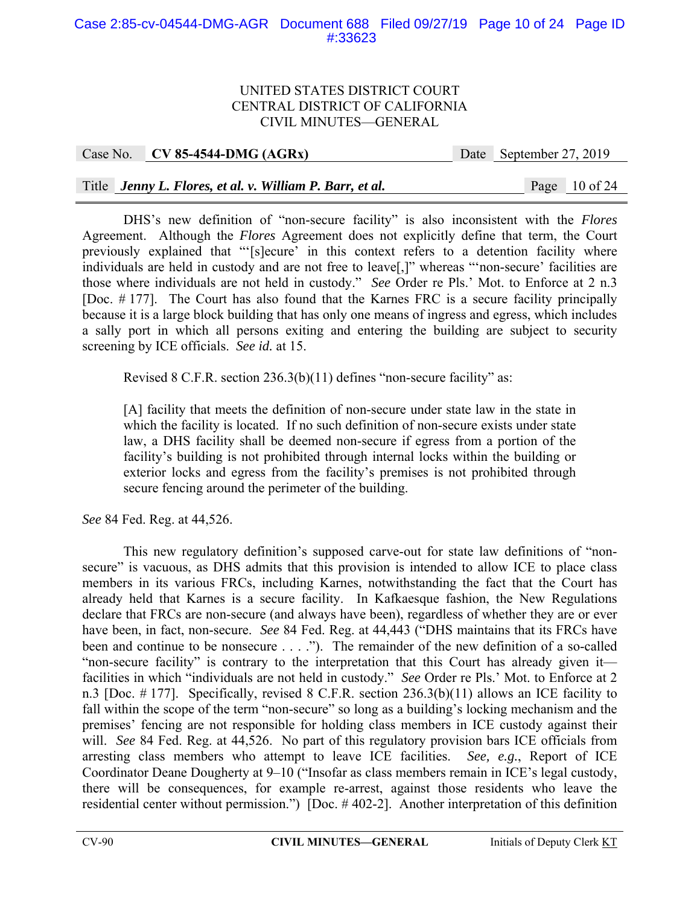DHS's new definition of "non-secure facility" is also inconsistent with the *Flores* Agreement. Although the *Flores* Agreement does not explicitly define that term, the Court previously explained that "'[s]ecure' in this context refers to a detention facility where individuals are held in custody and are not free to leave[,]" whereas "'non-secure' facilities are those where individuals are not held in custody." *See* Order re Pls.' Mot. to Enforce at 2 n.3 [Doc. # 177]. The Court has also found that the Karnes FRC is a secure facility principally because it is a large block building that has only one means of ingress and egress, which includes a sally port in which all persons exiting and entering the building are subject to security screening by ICE officials. *See id.* at 15.

Revised 8 C.F.R. section 236.3(b)(11) defines "non-secure facility" as:

> [A] facility that meets the definition of non-secure under state law in the state in which the facility is located. If no such definition of non-secure exists under state law, a DHS facility shall be deemed non-secure if egress from a portion of the facility's building is not prohibited through internal locks within the building or exterior locks and egress from the facility's premises is not prohibited through secure fencing around the perimeter of the building.

*See* 84 Fed. Reg. at 44,526.

This new regulatory definition's supposed carve-out for state law definitions of "non-secure" is vacuous, as DHS admits that this provision is intended to allow ICE to place class members in its various FRCs, including Karnes, notwithstanding the fact that the Court has already held that Karnes is a secure facility. In Kafkaesque fashion, the New Regulations declare that FRCs are non-secure (and always have been), regardless of whether they are or ever have been, in fact, non-secure. *See* 84 Fed. Reg. at 44,443 ("DHS maintains that its FRCs have been and continue to be nonsecure . . . ."). The remainder of the new definition of a so-called "non-secure facility" is contrary to the interpretation that this Court has already given it—facilities in which "individuals are not held in custody." *See* Order re Pls.' Mot. to Enforce at 2 n.3 [Doc. # 177]. Specifically, revised 8 C.F.R. section 236.3(b)(11) allows an ICE facility to fall within the scope of the term "non-secure" so long as a building's locking mechanism and the premises' fencing are not responsible for holding class members in ICE custody against their will. *See* 84 Fed. Reg. at 44,526. No part of this regulatory provision bars ICE officials from arresting class members who attempt to leave ICE facilities. *See, e.g.*, Report of ICE Coordinator Deane Dougherty at 9–10 ("Insofar as class members remain in ICE's legal custody, there will be consequences, for example re-arrest, against those residents who leave the residential center without permission.") [Doc. # 402-2]. Another interpretation of this definition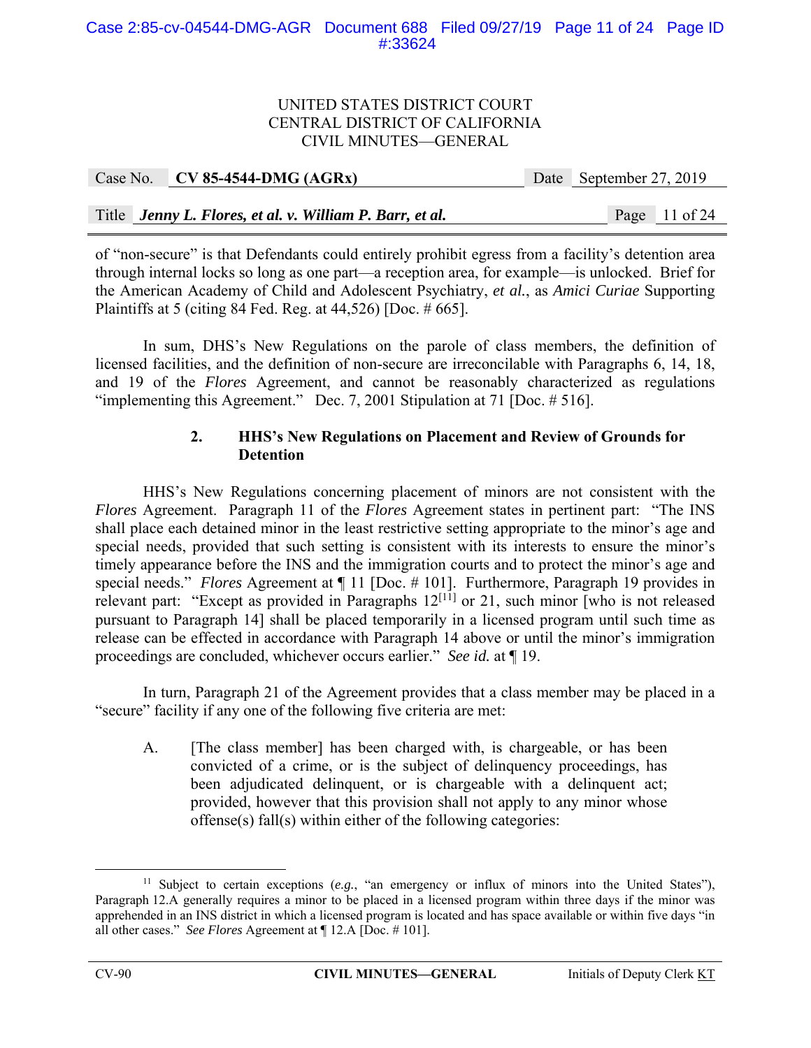of "non-secure" is that Defendants could entirely prohibit egress from a facility's detention area through internal locks so long as one part—a reception area, for example—is unlocked. Brief for the American Academy of Child and Adolescent Psychiatry, *et al.*, as *Amici Curiae* Supporting Plaintiffs at 5 (citing 84 Fed. Reg. at 44,526) [Doc. # 665].

In sum, DHS's New Regulations on the parole of class members, the definition of licensed facilities, and the definition of non-secure are irreconcilable with Paragraphs 6, 14, 18, and 19 of the *Flores* Agreement, and cannot be reasonably characterized as regulations "implementing this Agreement." Dec. 7, 2001 Stipulation at 71 [Doc. # 516].

### 2. HHS's New Regulations on Placement and Review of Grounds for Detention

HHS's New Regulations concerning placement of minors are not consistent with the *Flores* Agreement. Paragraph 11 of the *Flores* Agreement states in pertinent part: "The INS shall place each detained minor in the least restrictive setting appropriate to the minor's age and special needs, provided that such setting is consistent with its interests to ensure the minor's timely appearance before the INS and the immigration courts and to protect the minor's age and special needs." *Flores* Agreement at ¶ 11 [Doc. # 101]. Furthermore, Paragraph 19 provides in relevant part: "Except as provided in Paragraphs 12[11] or 21, such minor [who is not released pursuant to Paragraph 14] shall be placed temporarily in a licensed program until such time as release can be effected in accordance with Paragraph 14 above or until the minor's immigration proceedings are concluded, whichever occurs earlier." *See id.* at ¶ 19.

In turn, Paragraph 21 of the Agreement provides that a class member may be placed in a "secure" facility if any one of the following five criteria are met:

> A. [The class member] has been charged with, is chargeable, or has been convicted of a crime, or is the subject of delinquency proceedings, has been adjudicated delinquent, or is chargeable with a delinquent act; provided, however that this provision shall not apply to any minor whose offense(s) fall(s) within either of the following categories:

[11] Subject to certain exceptions (*e.g.*, "an emergency or influx of minors into the United States"), Paragraph 12.A generally requires a minor to be placed in a licensed program within three days if the minor was apprehended in an INS district in which a licensed program is located and has space available or within five days "in all other cases." *See Flores* Agreement at ¶ 12.A [Doc. # 101].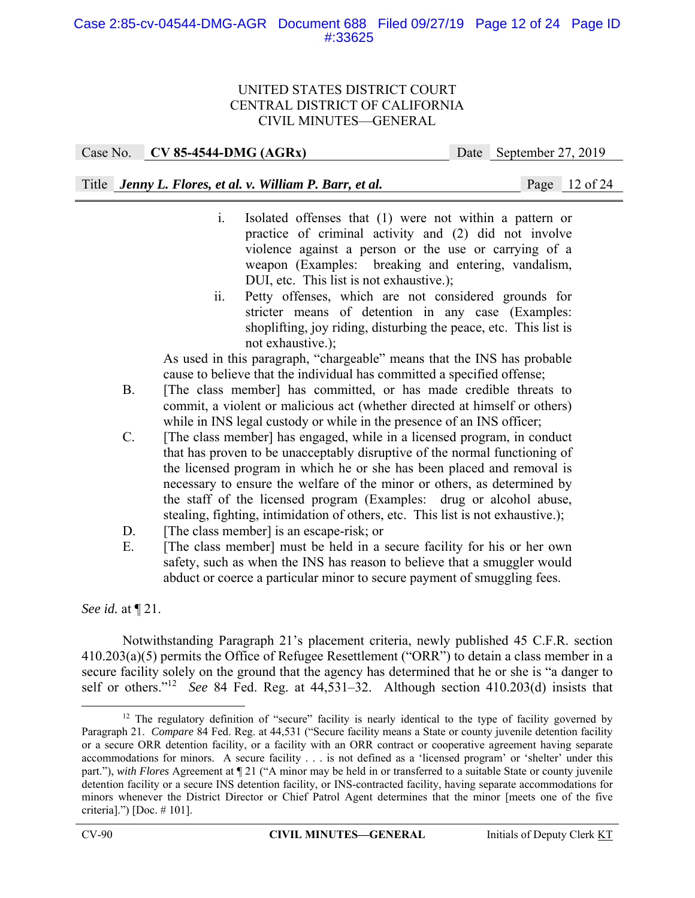i. Isolated offenses that (1) were not within a pattern or practice of criminal activity and (2) did not involve violence against a person or the use or carrying of a weapon (Examples: breaking and entering, vandalism, DUI, etc. This list is not exhaustive.);

ii. Petty offenses, which are not considered grounds for stricter means of detention in any case (Examples: shoplifting, joy riding, disturbing the peace, etc. This list is not exhaustive.);

As used in this paragraph, "chargeable" means that the INS has probable cause to believe that the individual has committed a specified offense;

B. [The class member] has committed, or has made credible threats to commit, a violent or malicious act (whether directed at himself or others) while in INS legal custody or while in the presence of an INS officer;

C. [The class member] has engaged, while in a licensed program, in conduct that has proven to be unacceptably disruptive of the normal functioning of the licensed program in which he or she has been placed and removal is necessary to ensure the welfare of the minor or others, as determined by the staff of the licensed program (Examples: drug or alcohol abuse, stealing, fighting, intimidation of others, etc. This list is not exhaustive.);

D. [The class member] is an escape-risk; or

E. [The class member] must be held in a secure facility for his or her own safety, such as when the INS has reason to believe that a smuggler would abduct or coerce a particular minor to secure payment of smuggling fees.

*See id.* at ¶ 21.

Notwithstanding Paragraph 21's placement criteria, newly published 45 C.F.R. section 410.203(a)(5) permits the Office of Refugee Resettlement ("ORR") to detain a class member in a secure facility solely on the ground that the agency has determined that he or she is "a danger to self or others."[12] *See* 84 Fed. Reg. at 44,531–32. Although section 410.203(d) insists that

[12] The regulatory definition of "secure" facility is nearly identical to the type of facility governed by Paragraph 21. *Compare* 84 Fed. Reg. at 44,531 ("Secure facility means a State or county juvenile detention facility or a secure ORR detention facility, or a facility with an ORR contract or cooperative agreement having separate accommodations for minors. A secure facility . . . is not defined as a 'licensed program' or 'shelter' under this part."), *with Flores* Agreement at ¶ 21 ("A minor may be held in or transferred to a suitable State or county juvenile detention facility or a secure INS detention facility, or INS-contracted facility, having separate accommodations for minors whenever the District Director or Chief Patrol Agent determines that the minor [meets one of the five criteria].") [Doc. # 101].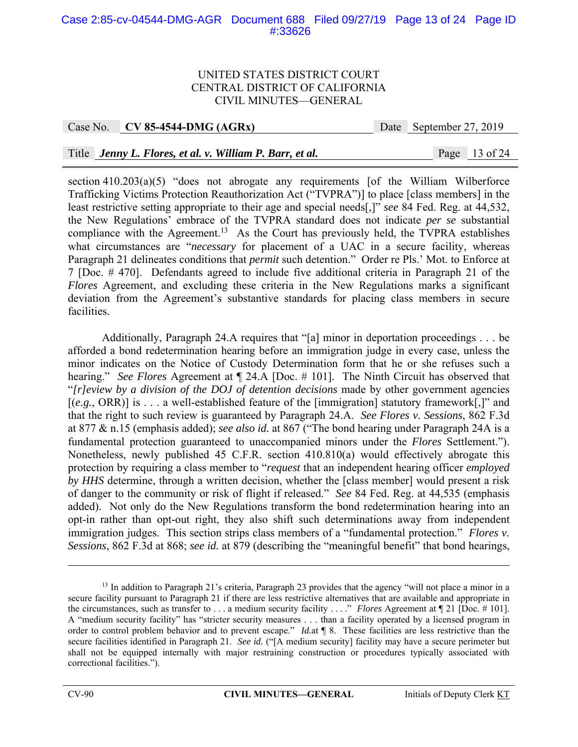section 410.203(a)(5) "does not abrogate any requirements [of the William Wilberforce Trafficking Victims Protection Reauthorization Act ("TVPRA")] to place [class members] in the least restrictive setting appropriate to their age and special needs[,]" *see* 84 Fed. Reg. at 44,532, the New Regulations' embrace of the TVPRA standard does not indicate *per se* substantial compliance with the Agreement.[13] As the Court has previously held, the TVPRA establishes what circumstances are "*necessary* for placement of a UAC in a secure facility, whereas Paragraph 21 delineates conditions that *permit* such detention." Order re Pls.' Mot. to Enforce at 7 [Doc. # 470]. Defendants agreed to include five additional criteria in Paragraph 21 of the *Flores* Agreement, and excluding these criteria in the New Regulations marks a significant deviation from the Agreement's substantive standards for placing class members in secure facilities.

Additionally, Paragraph 24.A requires that "[a] minor in deportation proceedings . . . be afforded a bond redetermination hearing before an immigration judge in every case, unless the minor indicates on the Notice of Custody Determination form that he or she refuses such a hearing." *See Flores* Agreement at ¶ 24.A [Doc. # 101]. The Ninth Circuit has observed that "*[r]eview by a division of the DOJ of detention decisions* made by other government agencies [(*e.g.*, ORR)] is . . . a well-established feature of the [immigration] statutory framework[,]" and that the right to such review is guaranteed by Paragraph 24.A. *See Flores v. Sessions*, 862 F.3d at 877 & n.15 (emphasis added); *see also id.* at 867 ("The bond hearing under Paragraph 24A is a fundamental protection guaranteed to unaccompanied minors under the *Flores* Settlement."). Nonetheless, newly published 45 C.F.R. section 410.810(a) would effectively abrogate this protection by requiring a class member to "*request* that an independent hearing officer *employed by HHS* determine, through a written decision, whether the [class member] would present a risk of danger to the community or risk of flight if released." *See* 84 Fed. Reg. at 44,535 (emphasis added). Not only do the New Regulations transform the bond redetermination hearing into an opt-in rather than opt-out right, they also shift such determinations away from independent immigration judges. This section strips class members of a "fundamental protection." *Flores v. Sessions*, 862 F.3d at 868; *see id.* at 879 (describing the "meaningful benefit" that bond hearings,

---

[13] In addition to Paragraph 21's criteria, Paragraph 23 provides that the agency "will not place a minor in a secure facility pursuant to Paragraph 21 if there are less restrictive alternatives that are available and appropriate in the circumstances, such as transfer to . . . a medium security facility . . . ." *Flores* Agreement at ¶ 21 [Doc. # 101]. A "medium security facility" has "stricter security measures . . . than a facility operated by a licensed program in order to control problem behavior and to prevent escape." *Id.*at ¶ 8. These facilities are less restrictive than the secure facilities identified in Paragraph 21. *See id.* ("[A medium security] facility may have a secure perimeter but shall not be equipped internally with major restraining construction or procedures typically associated with correctional facilities.").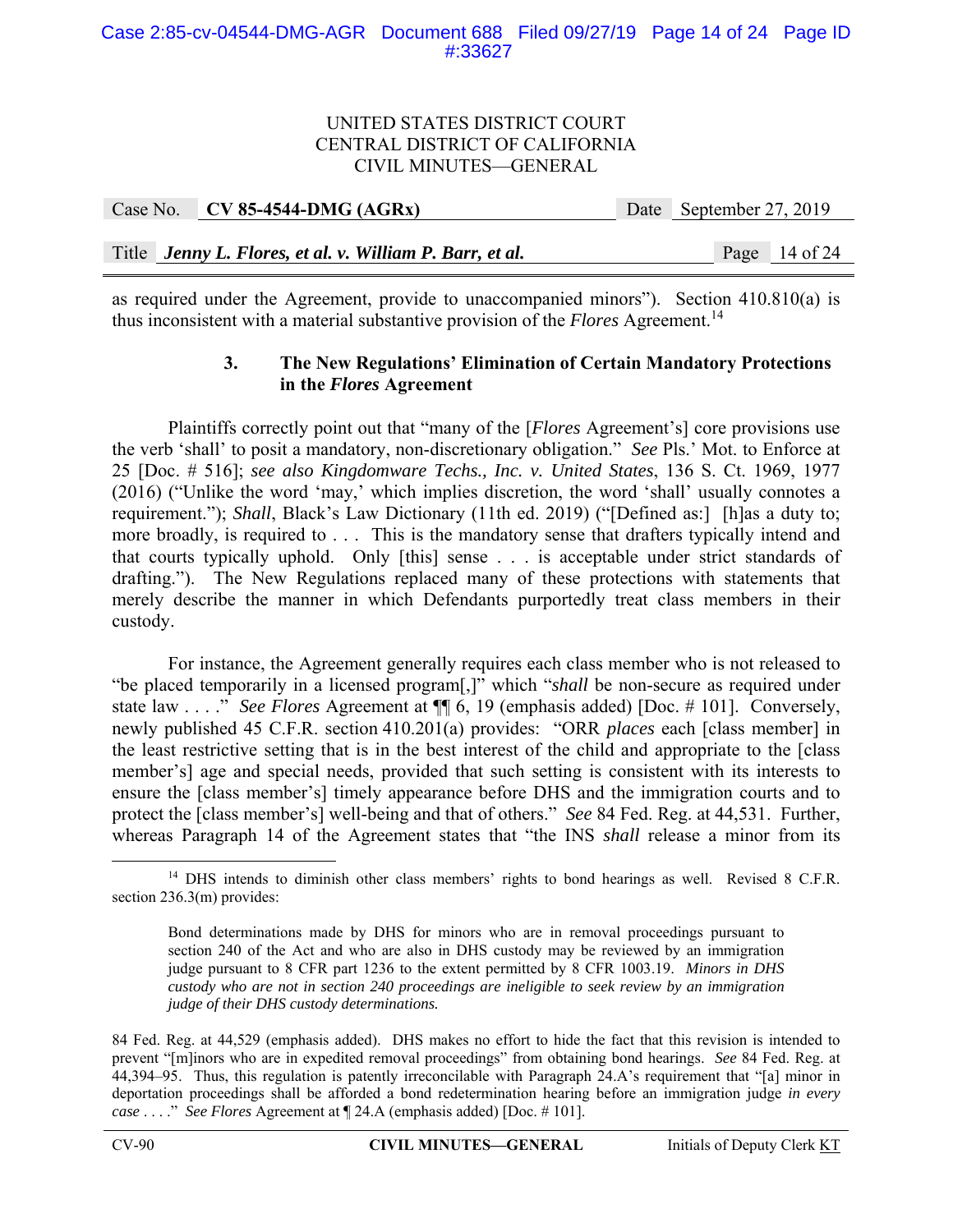as required under the Agreement, provide to unaccompanied minors"). Section 410.810(a) is thus inconsistent with a material substantive provision of the *Flores* Agreement.[14]

### 3. The New Regulations' Elimination of Certain Mandatory Protections in the *Flores* Agreement

Plaintiffs correctly point out that "many of the [*Flores* Agreement's] core provisions use the verb 'shall' to posit a mandatory, non-discretionary obligation." *See* Pls.' Mot. to Enforce at 25 [Doc. # 516]; *see also Kingdomware Techs., Inc. v. United States*, 136 S. Ct. 1969, 1977 (2016) ("Unlike the word 'may,' which implies discretion, the word 'shall' usually connotes a requirement."); *Shall*, Black's Law Dictionary (11th ed. 2019) ("[Defined as:] [h]as a duty to; more broadly, is required to . . . This is the mandatory sense that drafters typically intend and that courts typically uphold. Only [this] sense . . . is acceptable under strict standards of drafting."). The New Regulations replaced many of these protections with statements that merely describe the manner in which Defendants purportedly treat class members in their custody.

For instance, the Agreement generally requires each class member who is not released to "be placed temporarily in a licensed program[,]" which "*shall* be non-secure as required under state law . . . ." *See Flores* Agreement at ¶¶ 6, 19 (emphasis added) [Doc. # 101]. Conversely, newly published 45 C.F.R. section 410.201(a) provides: "ORR *places* each [class member] in the least restrictive setting that is in the best interest of the child and appropriate to the [class member's] age and special needs, provided that such setting is consistent with its interests to ensure the [class member's] timely appearance before DHS and the immigration courts and to protect the [class member's] well-being and that of others." *See* 84 Fed. Reg. at 44,531. Further, whereas Paragraph 14 of the Agreement states that "the INS *shall* release a minor from its

---

[14] DHS intends to diminish other class members' rights to bond hearings as well. Revised 8 C.F.R. section 236.3(m) provides:

> Bond determinations made by DHS for minors who are in removal proceedings pursuant to section 240 of the Act and who are also in DHS custody may be reviewed by an immigration judge pursuant to 8 CFR part 1236 to the extent permitted by 8 CFR 1003.19. *Minors in DHS custody who are not in section 240 proceedings are ineligible to seek review by an immigration judge of their DHS custody determinations.*

84 Fed. Reg. at 44,529 (emphasis added). DHS makes no effort to hide the fact that this revision is intended to prevent "[m]inors who are in expedited removal proceedings" from obtaining bond hearings. *See* 84 Fed. Reg. at 44,394–95. Thus, this regulation is patently irreconcilable with Paragraph 24.A's requirement that "[a] minor in deportation proceedings shall be afforded a bond redetermination hearing before an immigration judge *in every case* . . . ." *See Flores* Agreement at ¶ 24.A (emphasis added) [Doc. # 101].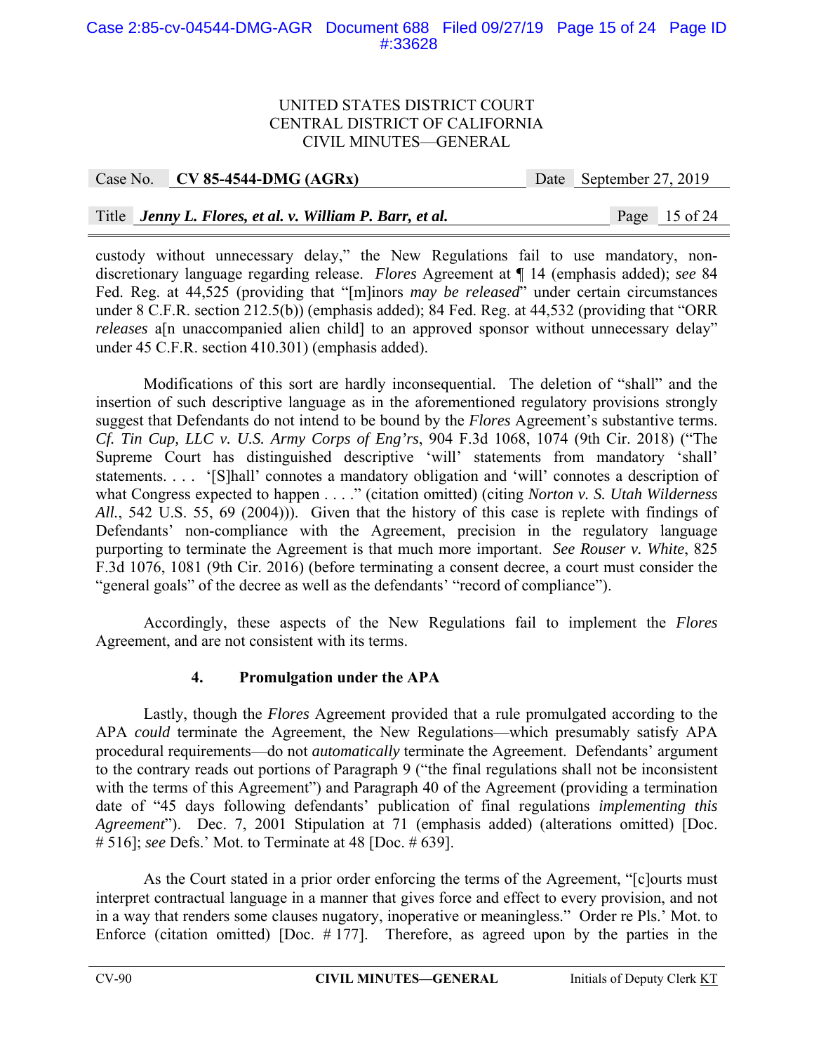custody without unnecessary delay," the New Regulations fail to use mandatory, non-discretionary language regarding release. *Flores* Agreement at ¶ 14 (emphasis added); *see* 84 Fed. Reg. at 44,525 (providing that "[m]inors *may be released*" under certain circumstances under 8 C.F.R. section 212.5(b)) (emphasis added); 84 Fed. Reg. at 44,532 (providing that "ORR *releases* a[n unaccompanied alien child] to an approved sponsor without unnecessary delay" under 45 C.F.R. section 410.301) (emphasis added).

Modifications of this sort are hardly inconsequential. The deletion of "shall" and the insertion of such descriptive language as in the aforementioned regulatory provisions strongly suggest that Defendants do not intend to be bound by the *Flores* Agreement's substantive terms. *Cf. Tin Cup, LLC v. U.S. Army Corps of Eng'rs*, 904 F.3d 1068, 1074 (9th Cir. 2018) ("The Supreme Court has distinguished descriptive 'will' statements from mandatory 'shall' statements. . . . '[S]hall' connotes a mandatory obligation and 'will' connotes a description of what Congress expected to happen . . . ." (citation omitted) (citing *Norton v. S. Utah Wilderness All.*, 542 U.S. 55, 69 (2004))). Given that the history of this case is replete with findings of Defendants' non-compliance with the Agreement, precision in the regulatory language purporting to terminate the Agreement is that much more important. *See Rouser v. White*, 825 F.3d 1076, 1081 (9th Cir. 2016) (before terminating a consent decree, a court must consider the "general goals" of the decree as well as the defendants' "record of compliance").

Accordingly, these aspects of the New Regulations fail to implement the *Flores* Agreement, and are not consistent with its terms.

#### 4. Promulgation under the APA

Lastly, though the *Flores* Agreement provided that a rule promulgated according to the APA *could* terminate the Agreement, the New Regulations—which presumably satisfy APA procedural requirements—do not *automatically* terminate the Agreement. Defendants' argument to the contrary reads out portions of Paragraph 9 ("the final regulations shall not be inconsistent with the terms of this Agreement") and Paragraph 40 of the Agreement (providing a termination date of "45 days following defendants' publication of final regulations *implementing this Agreement*"). Dec. 7, 2001 Stipulation at 71 (emphasis added) (alterations omitted) [Doc. # 516]; *see* Defs.' Mot. to Terminate at 48 [Doc. # 639].

As the Court stated in a prior order enforcing the terms of the Agreement, "[c]ourts must interpret contractual language in a manner that gives force and effect to every provision, and not in a way that renders some clauses nugatory, inoperative or meaningless." Order re Pls.' Mot. to Enforce (citation omitted) [Doc. # 177]. Therefore, as agreed upon by the parties in the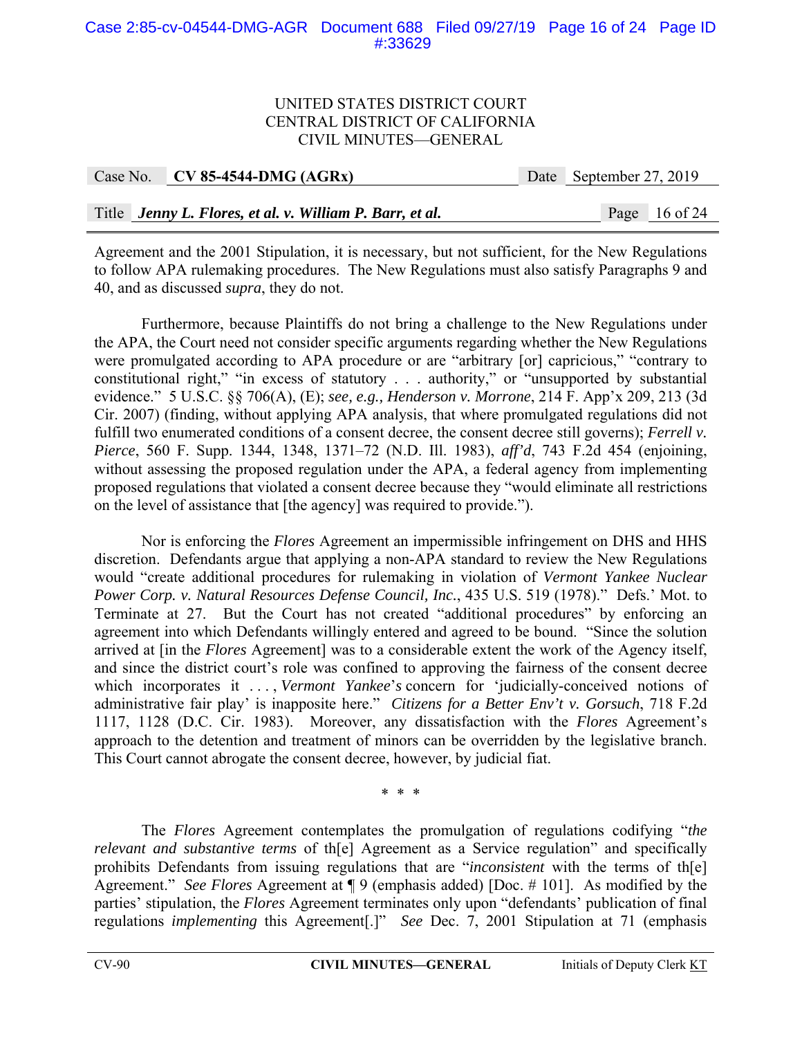Agreement and the 2001 Stipulation, it is necessary, but not sufficient, for the New Regulations to follow APA rulemaking procedures. The New Regulations must also satisfy Paragraphs 9 and 40, and as discussed *supra*, they do not.

Furthermore, because Plaintiffs do not bring a challenge to the New Regulations under the APA, the Court need not consider specific arguments regarding whether the New Regulations were promulgated according to APA procedure or are "arbitrary [or] capricious," "contrary to constitutional right," "in excess of statutory . . . authority," or "unsupported by substantial evidence." 5 U.S.C. §§ 706(A), (E); *see, e.g., Henderson v. Morrone*, 214 F. App'x 209, 213 (3d Cir. 2007) (finding, without applying APA analysis, that where promulgated regulations did not fulfill two enumerated conditions of a consent decree, the consent decree still governs); *Ferrell v. Pierce*, 560 F. Supp. 1344, 1348, 1371–72 (N.D. Ill. 1983), *aff'd*, 743 F.2d 454 (enjoining, without assessing the proposed regulation under the APA, a federal agency from implementing proposed regulations that violated a consent decree because they "would eliminate all restrictions on the level of assistance that [the agency] was required to provide.").

Nor is enforcing the *Flores* Agreement an impermissible infringement on DHS and HHS discretion. Defendants argue that applying a non-APA standard to review the New Regulations would "create additional procedures for rulemaking in violation of *Vermont Yankee Nuclear Power Corp. v. Natural Resources Defense Council, Inc.*, 435 U.S. 519 (1978)." Defs.' Mot. to Terminate at 27. But the Court has not created "additional procedures" by enforcing an agreement into which Defendants willingly entered and agreed to be bound. "Since the solution arrived at [in the *Flores* Agreement] was to a considerable extent the work of the Agency itself, and since the district court's role was confined to approving the fairness of the consent decree which incorporates it . . . , *Vermont Yankee*'s concern for 'judicially-conceived notions of administrative fair play' is inapposite here." *Citizens for a Better Env't v. Gorsuch*, 718 F.2d 1117, 1128 (D.C. Cir. 1983). Moreover, any dissatisfaction with the *Flores* Agreement's approach to the detention and treatment of minors can be overridden by the legislative branch. This Court cannot abrogate the consent decree, however, by judicial fiat.

\* \* \*

The *Flores* Agreement contemplates the promulgation of regulations codifying "*the relevant and substantive terms* of th[e] Agreement as a Service regulation" and specifically prohibits Defendants from issuing regulations that are "*inconsistent* with the terms of th[e] Agreement." *See Flores* Agreement at ¶ 9 (emphasis added) [Doc. # 101]. As modified by the parties' stipulation, the *Flores* Agreement terminates only upon "defendants' publication of final regulations *implementing* this Agreement[.]" *See* Dec. 7, 2001 Stipulation at 71 (emphasis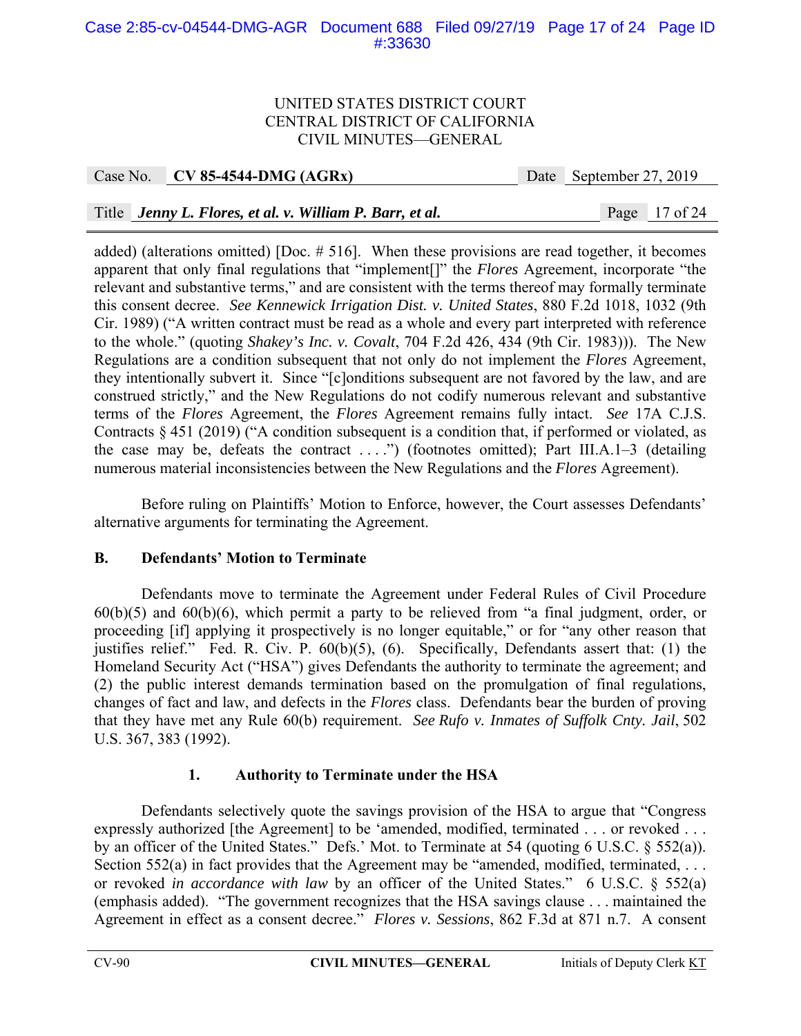added) (alterations omitted) [Doc. # 516]. When these provisions are read together, it becomes apparent that only final regulations that "implement[]" the *Flores* Agreement, incorporate "the relevant and substantive terms," and are consistent with the terms thereof may formally terminate this consent decree. *See Kennewick Irrigation Dist. v. United States*, 880 F.2d 1018, 1032 (9th Cir. 1989) ("A written contract must be read as a whole and every part interpreted with reference to the whole." (quoting *Shakey's Inc. v. Covalt*, 704 F.2d 426, 434 (9th Cir. 1983))). The New Regulations are a condition subsequent that not only do not implement the *Flores* Agreement, they intentionally subvert it. Since "[c]onditions subsequent are not favored by the law, and are construed strictly," and the New Regulations do not codify numerous relevant and substantive terms of the *Flores* Agreement, the *Flores* Agreement remains fully intact. *See* 17A C.J.S. Contracts § 451 (2019) ("A condition subsequent is a condition that, if performed or violated, as the case may be, defeats the contract . . . .") (footnotes omitted); Part III.A.1–3 (detailing numerous material inconsistencies between the New Regulations and the *Flores* Agreement).

Before ruling on Plaintiffs' Motion to Enforce, however, the Court assesses Defendants' alternative arguments for terminating the Agreement.

### B. Defendants' Motion to Terminate

Defendants move to terminate the Agreement under Federal Rules of Civil Procedure 60(b)(5) and 60(b)(6), which permit a party to be relieved from "a final judgment, order, or proceeding [if] applying it prospectively is no longer equitable," or for "any other reason that justifies relief." Fed. R. Civ. P. 60(b)(5), (6). Specifically, Defendants assert that: (1) the Homeland Security Act ("HSA") gives Defendants the authority to terminate the agreement; and (2) the public interest demands termination based on the promulgation of final regulations, changes of fact and law, and defects in the *Flores* class. Defendants bear the burden of proving that they have met any Rule 60(b) requirement. *See Rufo v. Inmates of Suffolk Cnty. Jail*, 502 U.S. 367, 383 (1992).

#### 1. Authority to Terminate under the HSA

Defendants selectively quote the savings provision of the HSA to argue that "Congress expressly authorized [the Agreement] to be 'amended, modified, terminated . . . or revoked . . . by an officer of the United States." Defs.' Mot. to Terminate at 54 (quoting 6 U.S.C. § 552(a)). Section 552(a) in fact provides that the Agreement may be "amended, modified, terminated, . . . or revoked *in accordance with law* by an officer of the United States." 6 U.S.C. § 552(a) (emphasis added). "The government recognizes that the HSA savings clause . . . maintained the Agreement in effect as a consent decree." *Flores v. Sessions*, 862 F.3d at 871 n.7. A consent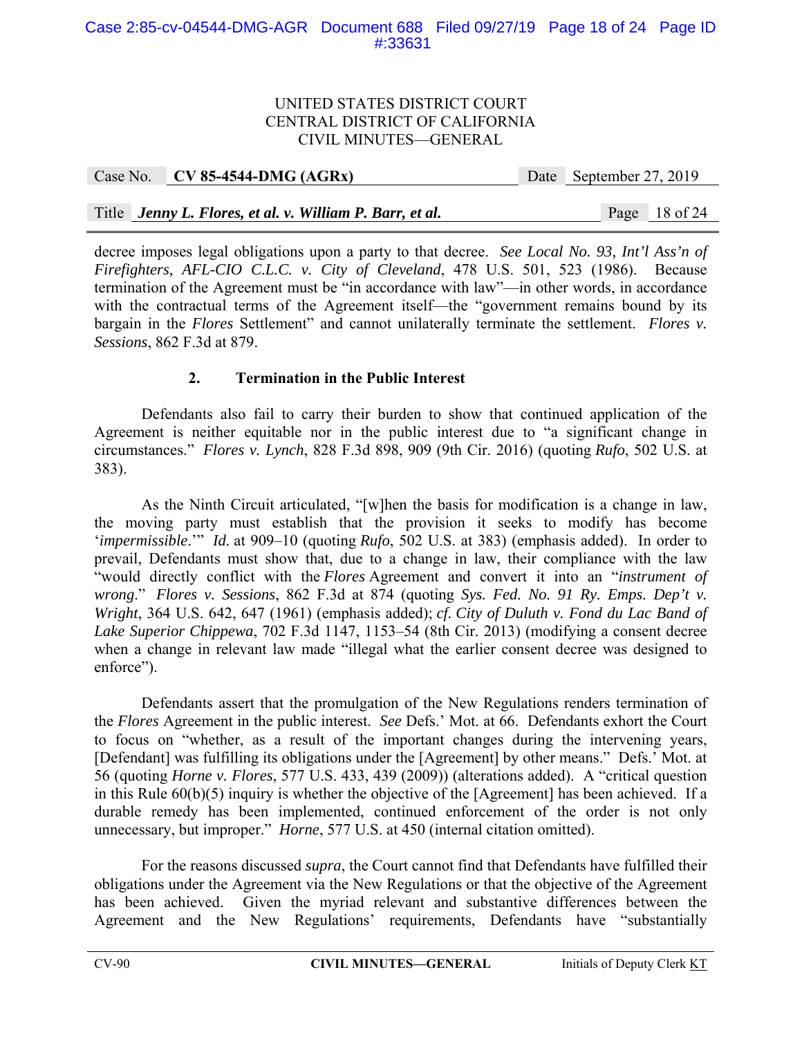decree imposes legal obligations upon a party to that decree. *See Local No. 93, Int'l Ass'n of Firefighters, AFL-CIO C.L.C. v. City of Cleveland*, 478 U.S. 501, 523 (1986). Because termination of the Agreement must be "in accordance with law"—in other words, in accordance with the contractual terms of the Agreement itself—the "government remains bound by its bargain in the *Flores* Settlement" and cannot unilaterally terminate the settlement. *Flores v. Sessions*, 862 F.3d at 879.

### 2. Termination in the Public Interest

Defendants also fail to carry their burden to show that continued application of the Agreement is neither equitable nor in the public interest due to "a significant change in circumstances." *Flores v. Lynch*, 828 F.3d 898, 909 (9th Cir. 2016) (quoting *Rufo*, 502 U.S. at 383).

As the Ninth Circuit articulated, "[w]hen the basis for modification is a change in law, the moving party must establish that the provision it seeks to modify has become '*impermissible*.'" *Id.* at 909–10 (quoting *Rufo*, 502 U.S. at 383) (emphasis added). In order to prevail, Defendants must show that, due to a change in law, their compliance with the law "would directly conflict with the *Flores* Agreement and convert it into an "*instrument of wrong*." *Flores v. Sessions*, 862 F.3d at 874 (quoting *Sys. Fed. No. 91 Ry. Emps. Dep't v. Wright*, 364 U.S. 642, 647 (1961) (emphasis added); *cf. City of Duluth v. Fond du Lac Band of Lake Superior Chippewa*, 702 F.3d 1147, 1153–54 (8th Cir. 2013) (modifying a consent decree when a change in relevant law made "illegal what the earlier consent decree was designed to enforce").

Defendants assert that the promulgation of the New Regulations renders termination of the *Flores* Agreement in the public interest. *See* Defs.' Mot. at 66. Defendants exhort the Court to focus on "whether, as a result of the important changes during the intervening years, [Defendant] was fulfilling its obligations under the [Agreement] by other means." Defs.' Mot. at 56 (quoting *Horne v. Flores*, 577 U.S. 433, 439 (2009)) (alterations added). A "critical question in this Rule 60(b)(5) inquiry is whether the objective of the [Agreement] has been achieved. If a durable remedy has been implemented, continued enforcement of the order is not only unnecessary, but improper." *Horne*, 577 U.S. at 450 (internal citation omitted).

For the reasons discussed *supra*, the Court cannot find that Defendants have fulfilled their obligations under the Agreement via the New Regulations or that the objective of the Agreement has been achieved. Given the myriad relevant and substantive differences between the Agreement and the New Regulations' requirements, Defendants have "substantially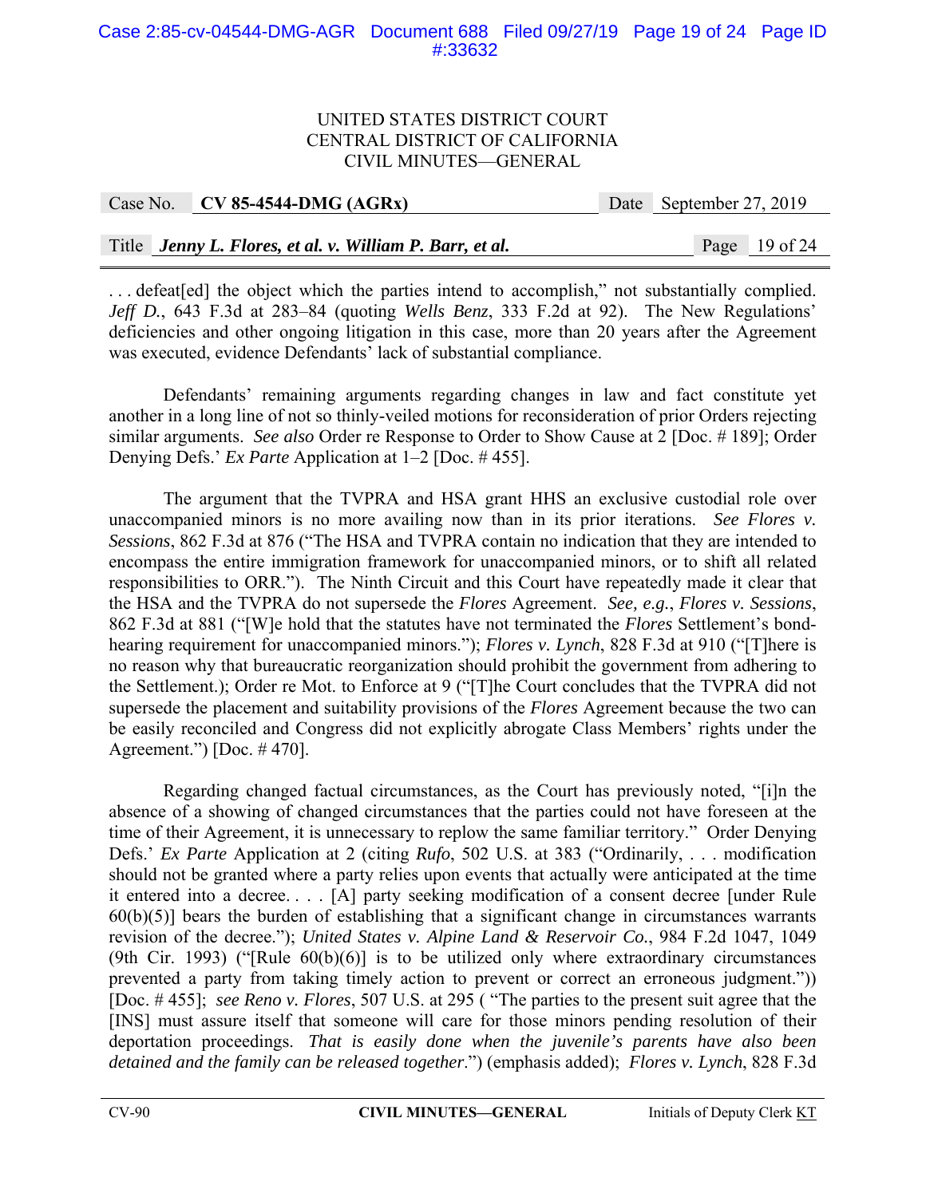. . . defeat[ed] the object which the parties intend to accomplish," not substantially complied. *Jeff D.*, 643 F.3d at 283–84 (quoting *Wells Benz*, 333 F.2d at 92). The New Regulations' deficiencies and other ongoing litigation in this case, more than 20 years after the Agreement was executed, evidence Defendants' lack of substantial compliance.

Defendants' remaining arguments regarding changes in law and fact constitute yet another in a long line of not so thinly-veiled motions for reconsideration of prior Orders rejecting similar arguments. *See also* Order re Response to Order to Show Cause at 2 [Doc. # 189]; Order Denying Defs.' *Ex Parte* Application at 1–2 [Doc. # 455].

The argument that the TVPRA and HSA grant HHS an exclusive custodial role over unaccompanied minors is no more availing now than in its prior iterations. *See Flores v. Sessions*, 862 F.3d at 876 ("The HSA and TVPRA contain no indication that they are intended to encompass the entire immigration framework for unaccompanied minors, or to shift all related responsibilities to ORR."). The Ninth Circuit and this Court have repeatedly made it clear that the HSA and the TVPRA do not supersede the *Flores* Agreement. *See, e.g.*, *Flores v. Sessions*, 862 F.3d at 881 ("[W]e hold that the statutes have not terminated the *Flores* Settlement's bond-hearing requirement for unaccompanied minors."); *Flores v. Lynch*, 828 F.3d at 910 ("[T]here is no reason why that bureaucratic reorganization should prohibit the government from adhering to the Settlement.); Order re Mot. to Enforce at 9 ("[T]he Court concludes that the TVPRA did not supersede the placement and suitability provisions of the *Flores* Agreement because the two can be easily reconciled and Congress did not explicitly abrogate Class Members' rights under the Agreement.") [Doc. # 470].

Regarding changed factual circumstances, as the Court has previously noted, "[i]n the absence of a showing of changed circumstances that the parties could not have foreseen at the time of their Agreement, it is unnecessary to replow the same familiar territory." Order Denying Defs.' *Ex Parte* Application at 2 (citing *Rufo*, 502 U.S. at 383 ("Ordinarily, . . . modification should not be granted where a party relies upon events that actually were anticipated at the time it entered into a decree. . . . [A] party seeking modification of a consent decree [under Rule 60(b)(5)] bears the burden of establishing that a significant change in circumstances warrants revision of the decree."); *United States v. Alpine Land & Reservoir Co.*, 984 F.2d 1047, 1049 (9th Cir. 1993) ("[Rule 60(b)(6)] is to be utilized only where extraordinary circumstances prevented a party from taking timely action to prevent or correct an erroneous judgment.")) [Doc. # 455]; *see Reno v. Flores*, 507 U.S. at 295 ( "The parties to the present suit agree that the [INS] must assure itself that someone will care for those minors pending resolution of their deportation proceedings. *That is easily done when the juvenile's parents have also been detained and the family can be released together*.") (emphasis added); *Flores v. Lynch*, 828 F.3d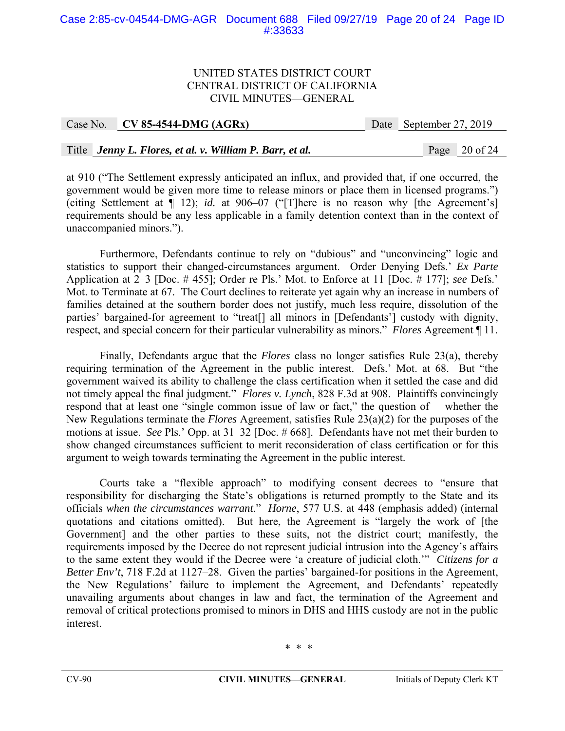at 910 ("The Settlement expressly anticipated an influx, and provided that, if one occurred, the government would be given more time to release minors or place them in licensed programs.") (citing Settlement at ¶ 12); *id.* at 906–07 ("[T]here is no reason why [the Agreement's] requirements should be any less applicable in a family detention context than in the context of unaccompanied minors.").

Furthermore, Defendants continue to rely on "dubious" and "unconvincing" logic and statistics to support their changed-circumstances argument. Order Denying Defs.' *Ex Parte* Application at 2–3 [Doc. # 455]; Order re Pls.' Mot. to Enforce at 11 [Doc. # 177]; *see* Defs.' Mot. to Terminate at 67. The Court declines to reiterate yet again why an increase in numbers of families detained at the southern border does not justify, much less require, dissolution of the parties' bargained-for agreement to "treat[] all minors in [Defendants'] custody with dignity, respect, and special concern for their particular vulnerability as minors." *Flores* Agreement ¶ 11.

Finally, Defendants argue that the *Flores* class no longer satisfies Rule 23(a), thereby requiring termination of the Agreement in the public interest. Defs.' Mot. at 68. But "the government waived its ability to challenge the class certification when it settled the case and did not timely appeal the final judgment." *Flores v. Lynch*, 828 F.3d at 908. Plaintiffs convincingly respond that at least one "single common issue of law or fact," the question of whether the New Regulations terminate the *Flores* Agreement, satisfies Rule 23(a)(2) for the purposes of the motions at issue. *See* Pls.' Opp. at 31–32 [Doc. # 668]. Defendants have not met their burden to show changed circumstances sufficient to merit reconsideration of class certification or for this argument to weigh towards terminating the Agreement in the public interest.

Courts take a "flexible approach" to modifying consent decrees to "ensure that responsibility for discharging the State's obligations is returned promptly to the State and its officials *when the circumstances warrant*." *Horne*, 577 U.S. at 448 (emphasis added) (internal quotations and citations omitted). But here, the Agreement is "largely the work of [the Government] and the other parties to these suits, not the district court; manifestly, the requirements imposed by the Decree do not represent judicial intrusion into the Agency's affairs to the same extent they would if the Decree were 'a creature of judicial cloth.'" *Citizens for a Better Env't*, 718 F.2d at 1127–28. Given the parties' bargained-for positions in the Agreement, the New Regulations' failure to implement the Agreement, and Defendants' repeatedly unavailing arguments about changes in law and fact, the termination of the Agreement and removal of critical protections promised to minors in DHS and HHS custody are not in the public interest.

\* \* \*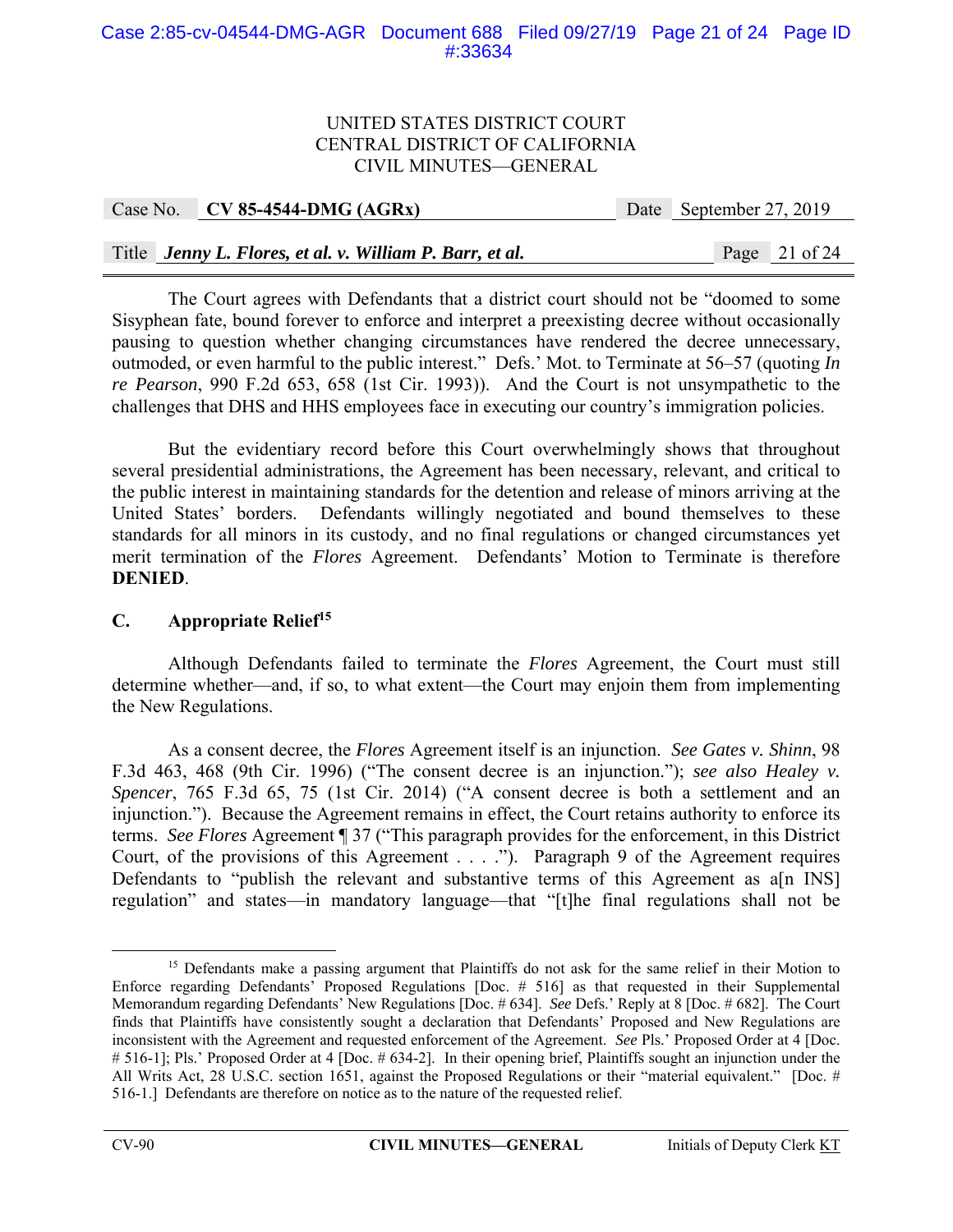The Court agrees with Defendants that a district court should not be "doomed to some Sisyphean fate, bound forever to enforce and interpret a preexisting decree without occasionally pausing to question whether changing circumstances have rendered the decree unnecessary, outmoded, or even harmful to the public interest." Defs.' Mot. to Terminate at 56–57 (quoting *In re Pearson*, 990 F.2d 653, 658 (1st Cir. 1993)). And the Court is not unsympathetic to the challenges that DHS and HHS employees face in executing our country's immigration policies.

But the evidentiary record before this Court overwhelmingly shows that throughout several presidential administrations, the Agreement has been necessary, relevant, and critical to the public interest in maintaining standards for the detention and release of minors arriving at the United States' borders. Defendants willingly negotiated and bound themselves to these standards for all minors in its custody, and no final regulations or changed circumstances yet merit termination of the *Flores* Agreement. Defendants' Motion to Terminate is therefore **DENIED**.

### C. Appropriate Relief[15]

Although Defendants failed to terminate the *Flores* Agreement, the Court must still determine whether—and, if so, to what extent—the Court may enjoin them from implementing the New Regulations.

As a consent decree, the *Flores* Agreement itself is an injunction. *See Gates v. Shinn*, 98 F.3d 463, 468 (9th Cir. 1996) ("The consent decree is an injunction."); *see also Healey v. Spencer*, 765 F.3d 65, 75 (1st Cir. 2014) ("A consent decree is both a settlement and an injunction."). Because the Agreement remains in effect, the Court retains authority to enforce its terms. *See Flores* Agreement ¶ 37 ("This paragraph provides for the enforcement, in this District Court, of the provisions of this Agreement . . . ."). Paragraph 9 of the Agreement requires Defendants to "publish the relevant and substantive terms of this Agreement as a[n INS] regulation" and states—in mandatory language—that "[t]he final regulations shall not be

---

[15] Defendants make a passing argument that Plaintiffs do not ask for the same relief in their Motion to Enforce regarding Defendants' Proposed Regulations [Doc. # 516] as that requested in their Supplemental Memorandum regarding Defendants' New Regulations [Doc. # 634]. *See* Defs.' Reply at 8 [Doc. # 682]. The Court finds that Plaintiffs have consistently sought a declaration that Defendants' Proposed and New Regulations are inconsistent with the Agreement and requested enforcement of the Agreement. *See* Pls.' Proposed Order at 4 [Doc. # 516-1]; Pls.' Proposed Order at 4 [Doc. # 634-2]. In their opening brief, Plaintiffs sought an injunction under the All Writs Act, 28 U.S.C. section 1651, against the Proposed Regulations or their "material equivalent." [Doc. # 516-1.] Defendants are therefore on notice as to the nature of the requested relief.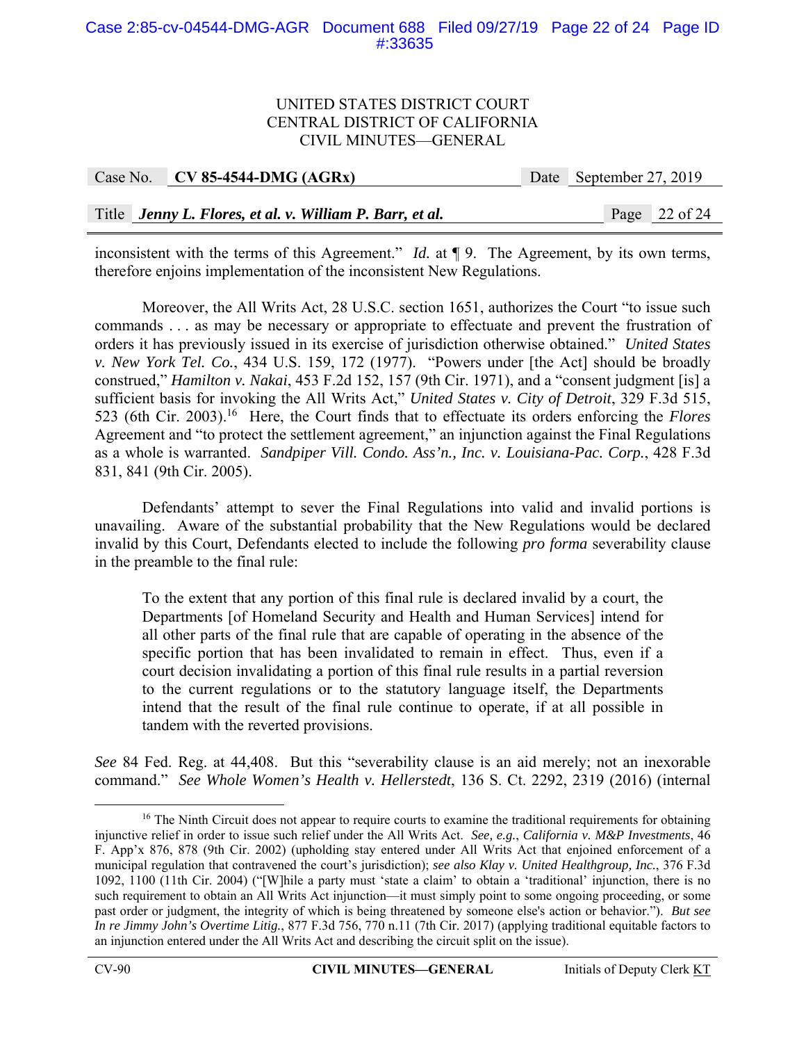inconsistent with the terms of this Agreement." *Id.* at ¶ 9. The Agreement, by its own terms, therefore enjoins implementation of the inconsistent New Regulations.

Moreover, the All Writs Act, 28 U.S.C. section 1651, authorizes the Court "to issue such commands . . . as may be necessary or appropriate to effectuate and prevent the frustration of orders it has previously issued in its exercise of jurisdiction otherwise obtained." *United States v. New York Tel. Co.*, 434 U.S. 159, 172 (1977). "Powers under [the Act] should be broadly construed," *Hamilton v. Nakai*, 453 F.2d 152, 157 (9th Cir. 1971), and a "consent judgment [is] a sufficient basis for invoking the All Writs Act," *United States v. City of Detroit*, 329 F.3d 515, 523 (6th Cir. 2003).[16] Here, the Court finds that to effectuate its orders enforcing the *Flores* Agreement and "to protect the settlement agreement," an injunction against the Final Regulations as a whole is warranted. *Sandpiper Vill. Condo. Ass'n., Inc. v. Louisiana-Pac. Corp.*, 428 F.3d 831, 841 (9th Cir. 2005).

Defendants' attempt to sever the Final Regulations into valid and invalid portions is unavailing. Aware of the substantial probability that the New Regulations would be declared invalid by this Court, Defendants elected to include the following *pro forma* severability clause in the preamble to the final rule:

> To the extent that any portion of this final rule is declared invalid by a court, the Departments [of Homeland Security and Health and Human Services] intend for all other parts of the final rule that are capable of operating in the absence of the specific portion that has been invalidated to remain in effect. Thus, even if a court decision invalidating a portion of this final rule results in a partial reversion to the current regulations or to the statutory language itself, the Departments intend that the result of the final rule continue to operate, if at all possible in tandem with the reverted provisions.

*See* 84 Fed. Reg. at 44,408. But this "severability clause is an aid merely; not an inexorable command." *See Whole Women's Health v. Hellerstedt*, 136 S. Ct. 2292, 2319 (2016) (internal

---

[16] The Ninth Circuit does not appear to require courts to examine the traditional requirements for obtaining injunctive relief in order to issue such relief under the All Writs Act. *See, e.g.*, *California v. M&P Investments*, 46 F. App'x 876, 878 (9th Cir. 2002) (upholding stay entered under All Writs Act that enjoined enforcement of a municipal regulation that contravened the court's jurisdiction); *see also Klay v. United Healthgroup, Inc.*, 376 F.3d 1092, 1100 (11th Cir. 2004) ("[W]hile a party must 'state a claim' to obtain a 'traditional' injunction, there is no such requirement to obtain an All Writs Act injunction—it must simply point to some ongoing proceeding, or some past order or judgment, the integrity of which is being threatened by someone else's action or behavior."). *But see In re Jimmy John's Overtime Litig.*, 877 F.3d 756, 770 n.11 (7th Cir. 2017) (applying traditional equitable factors to an injunction entered under the All Writs Act and describing the circuit split on the issue).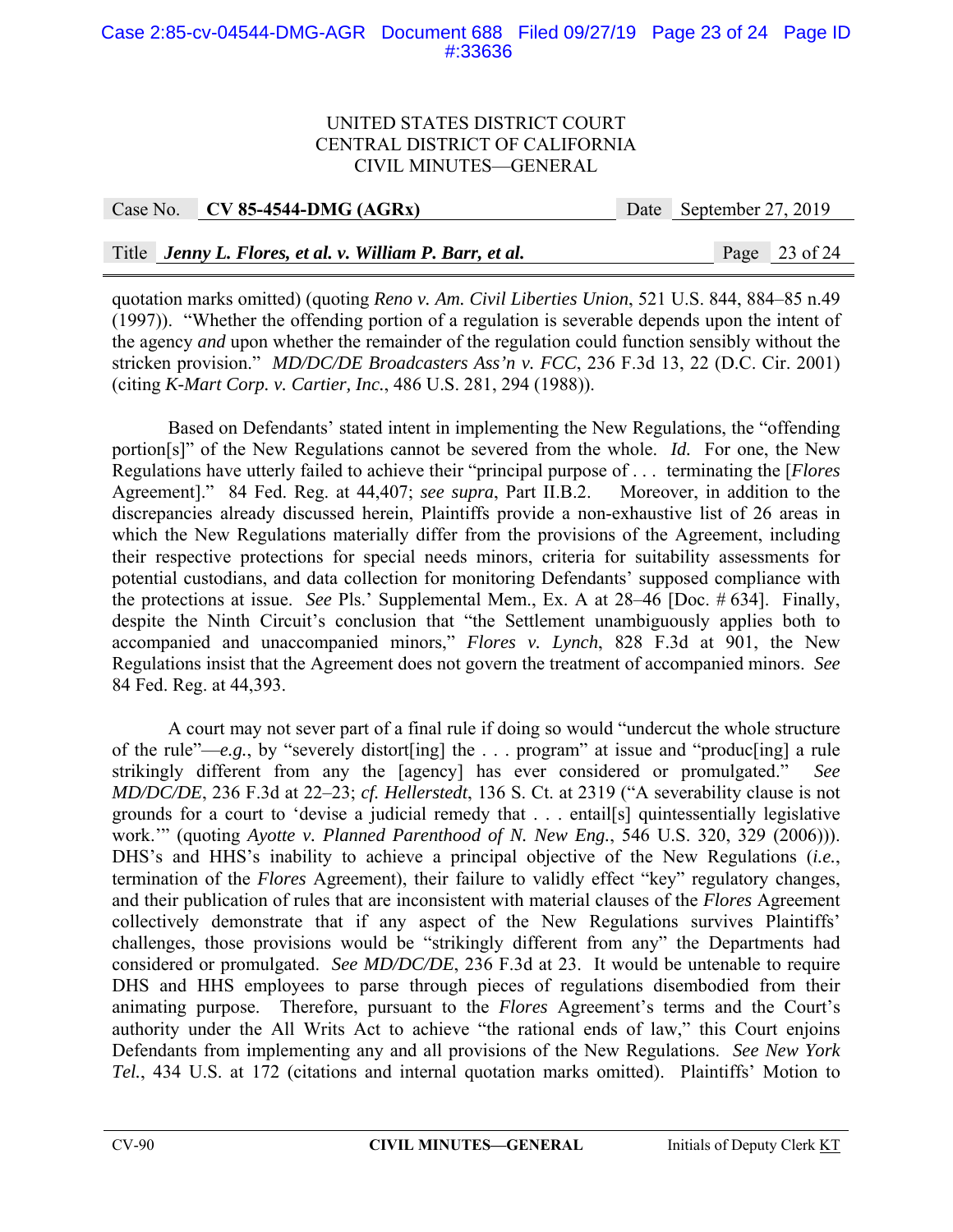quotation marks omitted) (quoting *Reno v. Am. Civil Liberties Union*, 521 U.S. 844, 884–85 n.49 (1997)). "Whether the offending portion of a regulation is severable depends upon the intent of the agency *and* upon whether the remainder of the regulation could function sensibly without the stricken provision." *MD/DC/DE Broadcasters Ass'n v. FCC*, 236 F.3d 13, 22 (D.C. Cir. 2001) (citing *K-Mart Corp. v. Cartier, Inc.*, 486 U.S. 281, 294 (1988)).

Based on Defendants' stated intent in implementing the New Regulations, the "offending portion[s]" of the New Regulations cannot be severed from the whole. *Id.* For one, the New Regulations have utterly failed to achieve their "principal purpose of . . . terminating the [*Flores* Agreement]." 84 Fed. Reg. at 44,407; *see supra*, Part II.B.2. Moreover, in addition to the discrepancies already discussed herein, Plaintiffs provide a non-exhaustive list of 26 areas in which the New Regulations materially differ from the provisions of the Agreement, including their respective protections for special needs minors, criteria for suitability assessments for potential custodians, and data collection for monitoring Defendants' supposed compliance with the protections at issue. *See* Pls.' Supplemental Mem., Ex. A at 28–46 [Doc. # 634]. Finally, despite the Ninth Circuit's conclusion that "the Settlement unambiguously applies both to accompanied and unaccompanied minors," *Flores v. Lynch*, 828 F.3d at 901, the New Regulations insist that the Agreement does not govern the treatment of accompanied minors. *See* 84 Fed. Reg. at 44,393.

A court may not sever part of a final rule if doing so would "undercut the whole structure of the rule"—*e.g.*, by "severely distort[ing] the . . . program" at issue and "produc[ing] a rule strikingly different from any the [agency] has ever considered or promulgated." *See MD/DC/DE*, 236 F.3d at 22–23; *cf. Hellerstedt*, 136 S. Ct. at 2319 ("A severability clause is not grounds for a court to 'devise a judicial remedy that . . . entail[s] quintessentially legislative work.'" (quoting *Ayotte v. Planned Parenthood of N. New Eng.*, 546 U.S. 320, 329 (2006))). DHS's and HHS's inability to achieve a principal objective of the New Regulations (*i.e.*, termination of the *Flores* Agreement), their failure to validly effect "key" regulatory changes, and their publication of rules that are inconsistent with material clauses of the *Flores* Agreement collectively demonstrate that if any aspect of the New Regulations survives Plaintiffs' challenges, those provisions would be "strikingly different from any" the Departments had considered or promulgated. *See MD/DC/DE*, 236 F.3d at 23. It would be untenable to require DHS and HHS employees to parse through pieces of regulations disembodied from their animating purpose. Therefore, pursuant to the *Flores* Agreement's terms and the Court's authority under the All Writs Act to achieve "the rational ends of law," this Court enjoins Defendants from implementing any and all provisions of the New Regulations. *See New York Tel.*, 434 U.S. at 172 (citations and internal quotation marks omitted). Plaintiffs' Motion to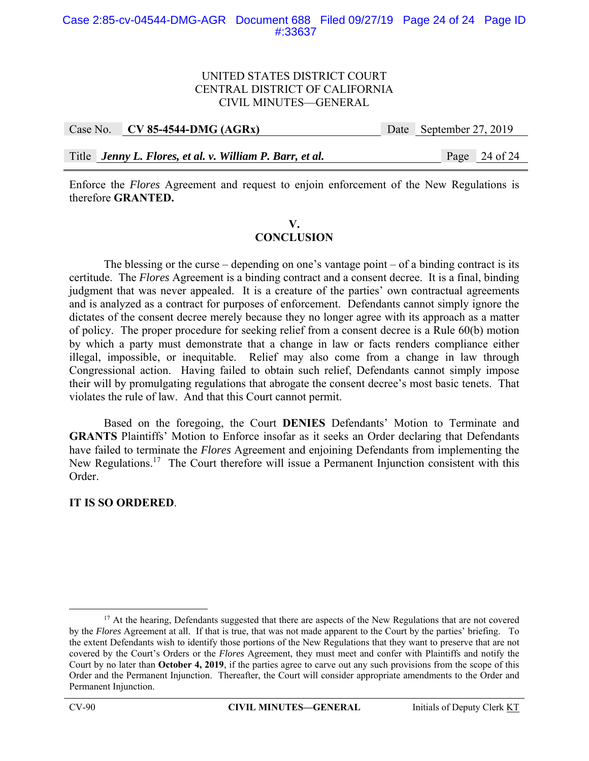Enforce the *Flores* Agreement and request to enjoin enforcement of the New Regulations is therefore **GRANTED.**

## V.
## CONCLUSION

The blessing or the curse – depending on one's vantage point – of a binding contract is its certitude. The *Flores* Agreement is a binding contract and a consent decree. It is a final, binding judgment that was never appealed. It is a creature of the parties' own contractual agreements and is analyzed as a contract for purposes of enforcement. Defendants cannot simply ignore the dictates of the consent decree merely because they no longer agree with its approach as a matter of policy. The proper procedure for seeking relief from a consent decree is a Rule 60(b) motion by which a party must demonstrate that a change in law or facts renders compliance either illegal, impossible, or inequitable. Relief may also come from a change in law through Congressional action. Having failed to obtain such relief, Defendants cannot simply impose their will by promulgating regulations that abrogate the consent decree's most basic tenets. That violates the rule of law. And that this Court cannot permit.

Based on the foregoing, the Court **DENIES** Defendants' Motion to Terminate and **GRANTS** Plaintiffs' Motion to Enforce insofar as it seeks an Order declaring that Defendants have failed to terminate the *Flores* Agreement and enjoining Defendants from implementing the New Regulations.[17] The Court therefore will issue a Permanent Injunction consistent with this Order.

**IT IS SO ORDERED**.

---

[17] At the hearing, Defendants suggested that there are aspects of the New Regulations that are not covered by the *Flores* Agreement at all. If that is true, that was not made apparent to the Court by the parties' briefing. To the extent Defendants wish to identify those portions of the New Regulations that they want to preserve that are not covered by the Court's Orders or the *Flores* Agreement, they must meet and confer with Plaintiffs and notify the Court by no later than **October 4, 2019**, if the parties agree to carve out any such provisions from the scope of this Order and the Permanent Injunction. Thereafter, the Court will consider appropriate amendments to the Order and Permanent Injunction.